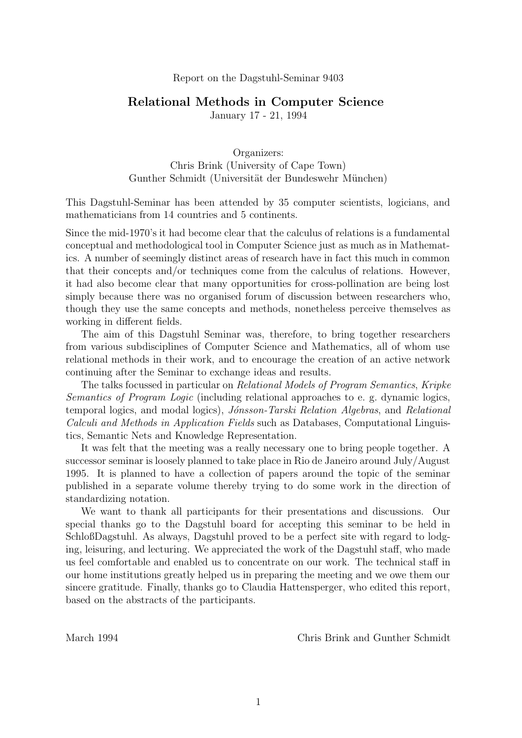Report on the Dagstuhl-Seminar 9403

# Relational Methods in Computer Science

January 17 - 21, 1994

Organizers:
Chris Brink (University of Cape Town)
Gunther Schmidt (Universität der Bundeswehr München)

This Dagstuhl-Seminar has been attended by 35 computer scientists, logicians, and mathematicians from 14 countries and 5 continents.

Since the mid-1970's it had become clear that the calculus of relations is a fundamental conceptual and methodological tool in Computer Science just as much as in Mathematics. A number of seemingly distinct areas of research have in fact this much in common that their concepts and/or techniques come from the calculus of relations. However, it had also become clear that many opportunities for cross-pollination are being lost simply because there was no organised forum of discussion between researchers who, though they use the same concepts and methods, nonetheless perceive themselves as working in different fields.

The aim of this Dagstuhl Seminar was, therefore, to bring together researchers from various subdisciplines of Computer Science and Mathematics, all of whom use relational methods in their work, and to encourage the creation of an active network continuing after the Seminar to exchange ideas and results.

The talks focussed in particular on *Relational Models of Program Semantics*, *Kripke Semantics of Program Logic* (including relational approaches to e. g. dynamic logics, temporal logics, and modal logics), *Jónsson-Tarski Relation Algebras*, and *Relational Calculi and Methods in Application Fields* such as Databases, Computational Linguistics, Semantic Nets and Knowledge Representation.

It was felt that the meeting was a really necessary one to bring people together. A successor seminar is loosely planned to take place in Rio de Janeiro around July/August 1995. It is planned to have a collection of papers around the topic of the seminar published in a separate volume thereby trying to do some work in the direction of standardizing notation.

We want to thank all participants for their presentations and discussions. Our special thanks go to the Dagstuhl board for accepting this seminar to be held in SchloßDagstuhl. As always, Dagstuhl proved to be a perfect site with regard to lodging, leisuring, and lecturing. We appreciated the work of the Dagstuhl staff, who made us feel comfortable and enabled us to concentrate on our work. The technical staff in our home institutions greatly helped us in preparing the meeting and we owe them our sincere gratitude. Finally, thanks go to Claudia Hattensperger, who edited this report, based on the abstracts of the participants.

March 1994 Chris Brink and Gunther Schmidt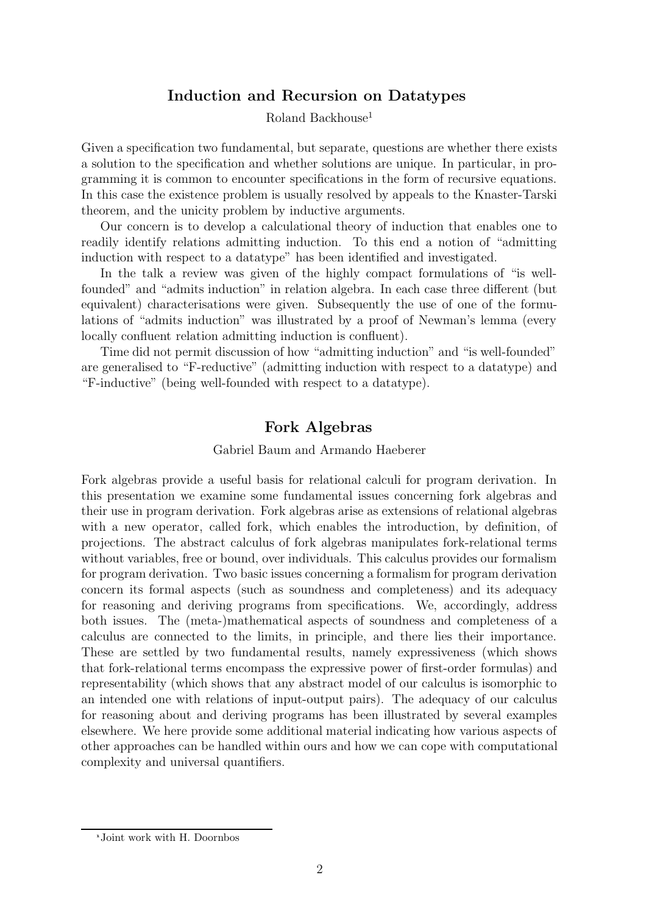## Induction and Recursion on Datatypes

Roland Backhouse[1]

Given a specification two fundamental, but separate, questions are whether there exists a solution to the specification and whether solutions are unique. In particular, in programming it is common to encounter specifications in the form of recursive equations. In this case the existence problem is usually resolved by appeals to the Knaster-Tarski theorem, and the unicity problem by inductive arguments.

Our concern is to develop a calculational theory of induction that enables one to readily identify relations admitting induction. To this end a notion of "admitting induction with respect to a datatype" has been identified and investigated.

In the talk a review was given of the highly compact formulations of "is well-founded" and "admits induction" in relation algebra. In each case three different (but equivalent) characterisations were given. Subsequently the use of one of the formulations of "admits induction" was illustrated by a proof of Newman's lemma (every locally confluent relation admitting induction is confluent).

Time did not permit discussion of how "admitting induction" and "is well-founded" are generalised to "F-reductive" (admitting induction with respect to a datatype) and "F-inductive" (being well-founded with respect to a datatype).

## Fork Algebras

Gabriel Baum and Armando Haeberer

Fork algebras provide a useful basis for relational calculi for program derivation. In this presentation we examine some fundamental issues concerning fork algebras and their use in program derivation. Fork algebras arise as extensions of relational algebras with a new operator, called fork, which enables the introduction, by definition, of projections. The abstract calculus of fork algebras manipulates fork-relational terms without variables, free or bound, over individuals. This calculus provides our formalism for program derivation. Two basic issues concerning a formalism for program derivation concern its formal aspects (such as soundness and completeness) and its adequacy for reasoning and deriving programs from specifications. We, accordingly, address both issues. The (meta-)mathematical aspects of soundness and completeness of a calculus are connected to the limits, in principle, and there lies their importance. These are settled by two fundamental results, namely expressiveness (which shows that fork-relational terms encompass the expressive power of first-order formulas) and representability (which shows that any abstract model of our calculus is isomorphic to an intended one with relations of input-output pairs). The adequacy of our calculus for reasoning about and deriving programs has been illustrated by several examples elsewhere. We here provide some additional material indicating how various aspects of other approaches can be handled within ours and how we can cope with computational complexity and universal quantifiers.

---

[1] Joint work with H. Doornbos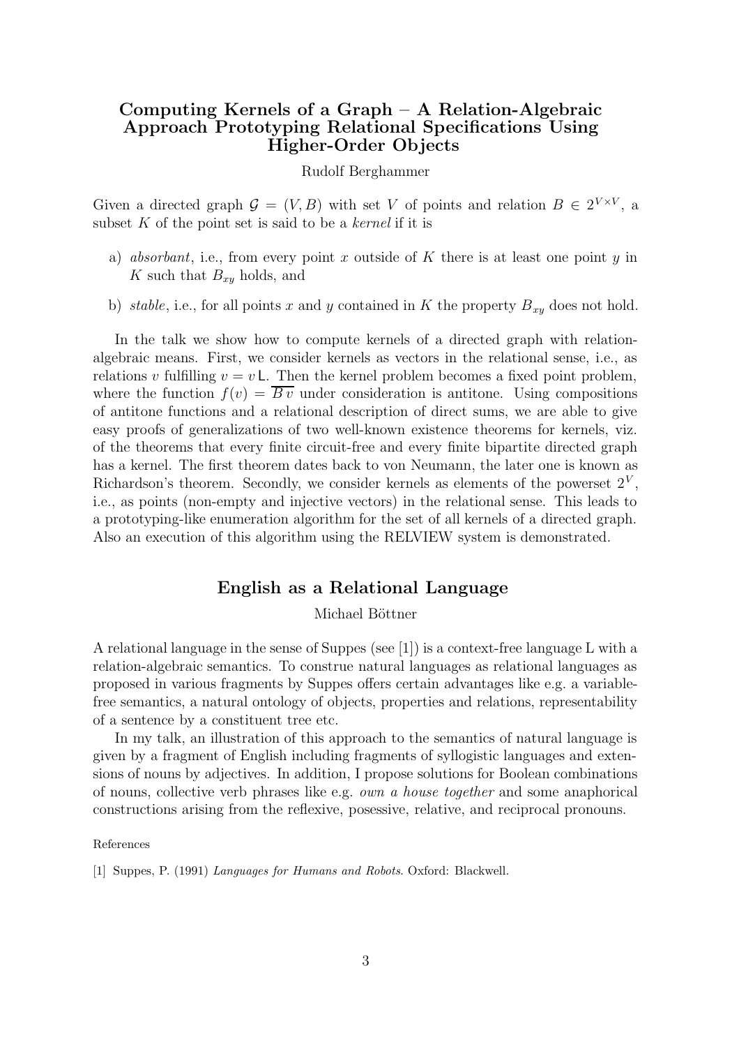## Computing Kernels of a Graph – A Relation-Algebraic Approach Prototyping Relational Specifications Using Higher-Order Objects

Rudolf Berghammer

Given a directed graph $\mathcal{G} = (V, B)$ with set $V$ of points and relation $B \in 2^{V \times V}$, a subset $K$ of the point set is said to be a *kernel* if it is

a) *absorbant*, i.e., from every point $x$ outside of $K$ there is at least one point $y$ in $K$ such that $B_{xy}$ holds, and

b) *stable*, i.e., for all points $x$ and $y$ contained in $K$ the property $B_{xy}$ does not hold.

In the talk we show how to compute kernels of a directed graph with relation-algebraic means. First, we consider kernels as vectors in the relational sense, i.e., as relations $v$ fulfilling $v = v\mathsf{L}$. Then the kernel problem becomes a fixed point problem, where the function $f(v) = \overline{B\,v}$ under consideration is antitone. Using compositions of antitone functions and a relational description of direct sums, we are able to give easy proofs of generalizations of two well-known existence theorems for kernels, viz. of the theorems that every finite circuit-free and every finite bipartite directed graph has a kernel. The first theorem dates back to von Neumann, the later one is known as Richardson's theorem. Secondly, we consider kernels as elements of the powerset $2^V$, i.e., as points (non-empty and injective vectors) in the relational sense. This leads to a prototyping-like enumeration algorithm for the set of all kernels of a directed graph. Also an execution of this algorithm using the RELVIEW system is demonstrated.

## English as a Relational Language

Michael Böttner

A relational language in the sense of Suppes (see [1]) is a context-free language L with a relation-algebraic semantics. To construe natural languages as relational languages as proposed in various fragments by Suppes offers certain advantages like e.g. a variable-free semantics, a natural ontology of objects, properties and relations, representability of a sentence by a constituent tree etc.

In my talk, an illustration of this approach to the semantics of natural language is given by a fragment of English including fragments of syllogistic languages and extensions of nouns by adjectives. In addition, I propose solutions for Boolean combinations of nouns, collective verb phrases like e.g. *own a house together* and some anaphorical constructions arising from the reflexive, posessive, relative, and reciprocal pronouns.

References

[1] Suppes, P. (1991) *Languages for Humans and Robots*. Oxford: Blackwell.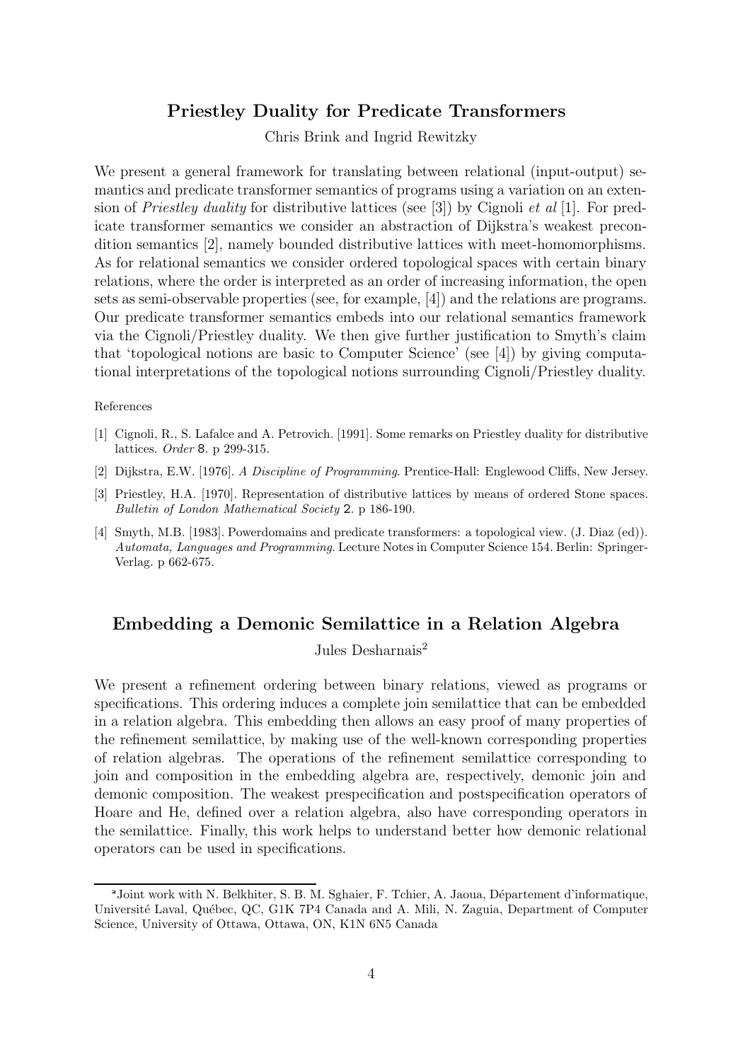## Priestley Duality for Predicate Transformers

Chris Brink and Ingrid Rewitzky

We present a general framework for translating between relational (input-output) semantics and predicate transformer semantics of programs using a variation on an extension of *Priestley duality* for distributive lattices (see [3]) by Cignoli *et al* [1]. For predicate transformer semantics we consider an abstraction of Dijkstra's weakest precondition semantics [2], namely bounded distributive lattices with meet-homomorphisms. As for relational semantics we consider ordered topological spaces with certain binary relations, where the order is interpreted as an order of increasing information, the open sets as semi-observable properties (see, for example, [4]) and the relations are programs. Our predicate transformer semantics embeds into our relational semantics framework via the Cignoli/Priestley duality. We then give further justification to Smyth's claim that 'topological notions are basic to Computer Science' (see [4]) by giving computational interpretations of the topological notions surrounding Cignoli/Priestley duality.

References

[1] Cignoli, R., S. Lafalce and A. Petrovich. [1991]. Some remarks on Priestley duality for distributive lattices. *Order* 8. p 299-315.

[2] Dijkstra, E.W. [1976]. *A Discipline of Programming*. Prentice-Hall: Englewood Cliffs, New Jersey.

[3] Priestley, H.A. [1970]. Representation of distributive lattices by means of ordered Stone spaces. *Bulletin of London Mathematical Society* 2. p 186-190.

[4] Smyth, M.B. [1983]. Powerdomains and predicate transformers: a topological view. (J. Diaz (ed)). *Automata, Languages and Programming*. Lecture Notes in Computer Science 154. Berlin: Springer-Verlag. p 662-675.

## Embedding a Demonic Semilattice in a Relation Algebra

Jules Desharnais[2]

We present a refinement ordering between binary relations, viewed as programs or specifications. This ordering induces a complete join semilattice that can be embedded in a relation algebra. This embedding then allows an easy proof of many properties of the refinement semilattice, by making use of the well-known corresponding properties of relation algebras. The operations of the refinement semilattice corresponding to join and composition in the embedding algebra are, respectively, demonic join and demonic composition. The weakest prespecification and postspecification operators of Hoare and He, defined over a relation algebra, also have corresponding operators in the semilattice. Finally, this work helps to understand better how demonic relational operators can be used in specifications.

[2] Joint work with N. Belkhiter, S. B. M. Sghaier, F. Tchier, A. Jaoua, Département d'informatique, Université Laval, Québec, QC, G1K 7P4 Canada and A. Mili, N. Zaguia, Department of Computer Science, University of Ottawa, Ottawa, ON, K1N 6N5 Canada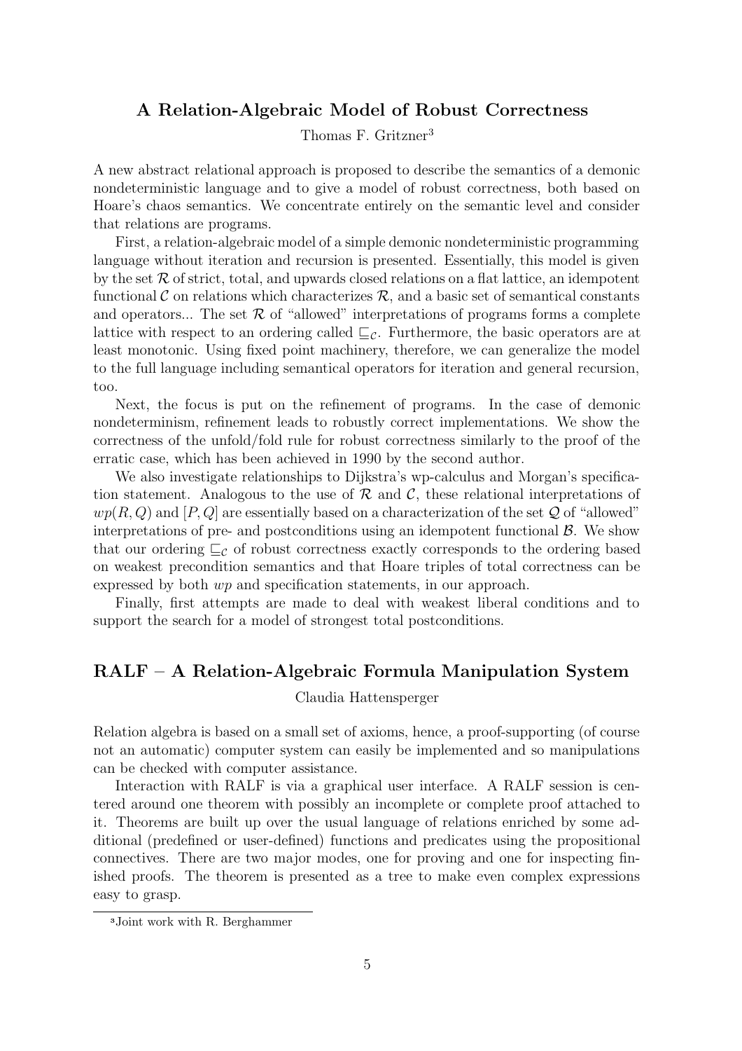## A Relation-Algebraic Model of Robust Correctness

Thomas F. Gritzner[3]

A new abstract relational approach is proposed to describe the semantics of a demonic nondeterministic language and to give a model of robust correctness, both based on Hoare's chaos semantics. We concentrate entirely on the semantic level and consider that relations are programs.

First, a relation-algebraic model of a simple demonic nondeterministic programming language without iteration and recursion is presented. Essentially, this model is given by the set $\mathcal{R}$ of strict, total, and upwards closed relations on a flat lattice, an idempotent functional $\mathcal{C}$ on relations which characterizes $\mathcal{R}$, and a basic set of semantical constants and operators... The set $\mathcal{R}$ of "allowed" interpretations of programs forms a complete lattice with respect to an ordering called $\sqsubseteq_{\mathcal{C}}$. Furthermore, the basic operators are at least monotonic. Using fixed point machinery, therefore, we can generalize the model to the full language including semantical operators for iteration and general recursion, too.

Next, the focus is put on the refinement of programs. In the case of demonic nondeterminism, refinement leads to robustly correct implementations. We show the correctness of the unfold/fold rule for robust correctness similarly to the proof of the erratic case, which has been achieved in 1990 by the second author.

We also investigate relationships to Dijkstra's wp-calculus and Morgan's specification statement. Analogous to the use of $\mathcal{R}$ and $\mathcal{C}$, these relational interpretations of $wp(R, Q)$ and $[P, Q]$ are essentially based on a characterization of the set $\mathcal{Q}$ of "allowed" interpretations of pre- and postconditions using an idempotent functional $\mathcal{B}$. We show that our ordering $\sqsubseteq_{\mathcal{C}}$ of robust correctness exactly corresponds to the ordering based on weakest precondition semantics and that Hoare triples of total correctness can be expressed by both $wp$ and specification statements, in our approach.

Finally, first attempts are made to deal with weakest liberal conditions and to support the search for a model of strongest total postconditions.

## RALF – A Relation-Algebraic Formula Manipulation System

Claudia Hattensperger

Relation algebra is based on a small set of axioms, hence, a proof-supporting (of course not an automatic) computer system can easily be implemented and so manipulations can be checked with computer assistance.

Interaction with RALF is via a graphical user interface. A RALF session is centered around one theorem with possibly an incomplete or complete proof attached to it. Theorems are built up over the usual language of relations enriched by some additional (predefined or user-defined) functions and predicates using the propositional connectives. There are two major modes, one for proving and one for inspecting finished proofs. The theorem is presented as a tree to make even complex expressions easy to grasp.

[3] Joint work with R. Berghammer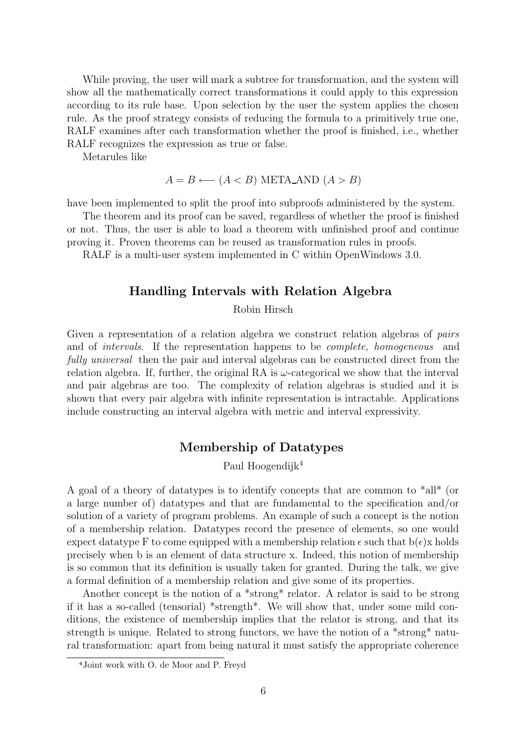While proving, the user will mark a subtree for transformation, and the system will show all the mathematically correct transformations it could apply to this expression according to its rule base. Upon selection by the user the system applies the chosen rule. As the proof strategy consists of reducing the formula to a primitively true one, RALF examines after each transformation whether the proof is finished, i.e., whether RALF recognizes the expression as true or false.

Metarules like

$$A = B \longleftarrow (A < B) \text{ META\_AND } (A > B)$$

have been implemented to split the proof into subproofs administered by the system.

The theorem and its proof can be saved, regardless of whether the proof is finished or not. Thus, the user is able to load a theorem with unfinished proof and continue proving it. Proven theorems can be reused as transformation rules in proofs.

RALF is a multi-user system implemented in C within OpenWindows 3.0.

## Handling Intervals with Relation Algebra

Robin Hirsch

Given a representation of a relation algebra we construct relation algebras of *pairs* and of *intervals*. If the representation happens to be *complete, homogeneous* and *fully universal* then the pair and interval algebras can be constructed direct from the relation algebra. If, further, the original RA is $\omega$-categorical we show that the interval and pair algebras are too. The complexity of relation algebras is studied and it is shown that every pair algebra with infinite representation is intractable. Applications include constructing an interval algebra with metric and interval expressivity.

## Membership of Datatypes

Paul Hoogendijk[4]

A goal of a theory of datatypes is to identify concepts that are common to *all* (or a large number of) datatypes and that are fundamental to the specification and/or solution of a variety of program problems. An example of such a concept is the notion of a membership relation. Datatypes record the presence of elements, so one would expect datatype F to come equipped with a membership relation $\epsilon$ such that $b(\epsilon)x$ holds precisely when b is an element of data structure x. Indeed, this notion of membership is so common that its definition is usually taken for granted. During the talk, we give a formal definition of a membership relation and give some of its properties.

Another concept is the notion of a *strong* relator. A relator is said to be strong if it has a so-called (tensorial) *strength*. We will show that, under some mild conditions, the existence of membership implies that the relator is strong, and that its strength is unique. Related to strong functors, we have the notion of a *strong* natural transformation: apart from being natural it must satisfy the appropriate coherence

[4] Joint work with O. de Moor and P. Freyd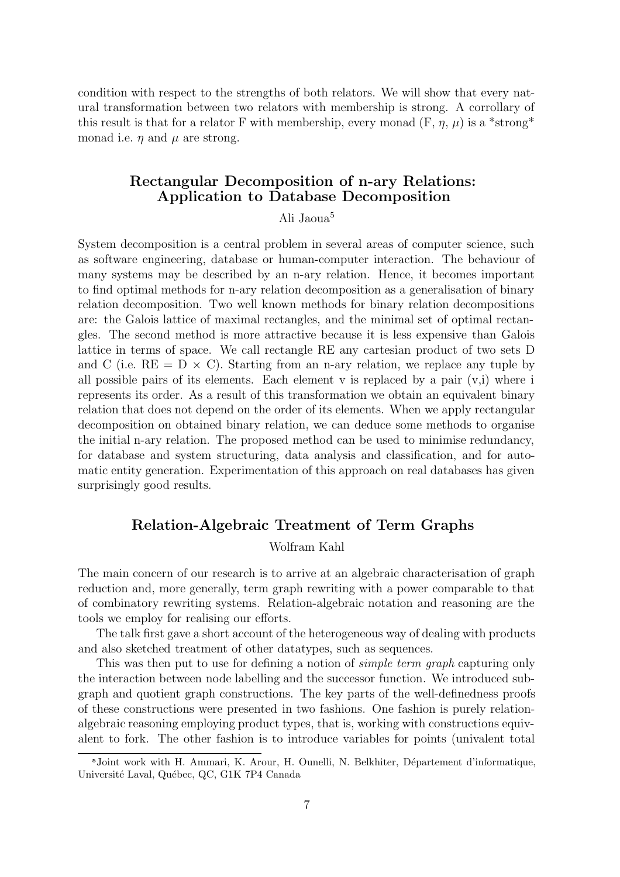condition with respect to the strengths of both relators. We will show that every natural transformation between two relators with membership is strong. A corrollary of this result is that for a relator F with membership, every monad (F, $\eta$, $\mu$) is a *strong* monad i.e. $\eta$ and $\mu$ are strong.

## Rectangular Decomposition of n-ary Relations: Application to Database Decomposition

Ali Jaoua[5]

System decomposition is a central problem in several areas of computer science, such as software engineering, database or human-computer interaction. The behaviour of many systems may be described by an n-ary relation. Hence, it becomes important to find optimal methods for n-ary relation decomposition as a generalisation of binary relation decomposition. Two well known methods for binary relation decompositions are: the Galois lattice of maximal rectangles, and the minimal set of optimal rectangles. The second method is more attractive because it is less expensive than Galois lattice in terms of space. We call rectangle RE any cartesian product of two sets D and C (i.e. RE = D $\times$ C). Starting from an n-ary relation, we replace any tuple by all possible pairs of its elements. Each element v is replaced by a pair (v,i) where i represents its order. As a result of this transformation we obtain an equivalent binary relation that does not depend on the order of its elements. When we apply rectangular decomposition on obtained binary relation, we can deduce some methods to organise the initial n-ary relation. The proposed method can be used to minimise redundancy, for database and system structuring, data analysis and classification, and for automatic entity generation. Experimentation of this approach on real databases has given surprisingly good results.

## Relation-Algebraic Treatment of Term Graphs

Wolfram Kahl

The main concern of our research is to arrive at an algebraic characterisation of graph reduction and, more generally, term graph rewriting with a power comparable to that of combinatory rewriting systems. Relation-algebraic notation and reasoning are the tools we employ for realising our efforts.

The talk first gave a short account of the heterogeneous way of dealing with products and also sketched treatment of other datatypes, such as sequences.

This was then put to use for defining a notion of *simple term graph* capturing only the interaction between node labelling and the successor function. We introduced subgraph and quotient graph constructions. The key parts of the well-definedness proofs of these constructions were presented in two fashions. One fashion is purely relation-algebraic reasoning employing product types, that is, working with constructions equivalent to fork. The other fashion is to introduce variables for points (univalent total

---

[5] Joint work with H. Ammari, K. Arour, H. Ounelli, N. Belkhiter, Département d'informatique, Université Laval, Québec, QC, G1K 7P4 Canada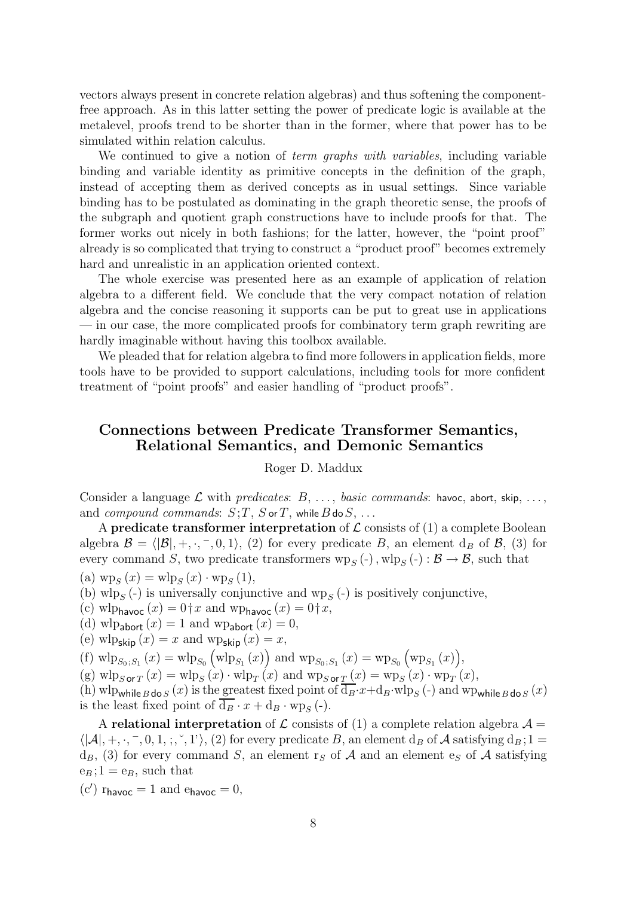vectors always present in concrete relation algebras) and thus softening the component-free approach. As in this latter setting the power of predicate logic is available at the metalevel, proofs trend to be shorter than in the former, where that power has to be simulated within relation calculus.

We continued to give a notion of *term graphs with variables*, including variable binding and variable identity as primitive concepts in the definition of the graph, instead of accepting them as derived concepts as in usual settings. Since variable binding has to be postulated as dominating in the graph theoretic sense, the proofs of the subgraph and quotient graph constructions have to include proofs for that. The former works out nicely in both fashions; for the latter, however, the "point proof" already is so complicated that trying to construct a "product proof" becomes extremely hard and unrealistic in an application oriented context.

The whole exercise was presented here as an example of application of relation algebra to a different field. We conclude that the very compact notation of relation algebra and the concise reasoning it supports can be put to great use in applications — in our case, the more complicated proofs for combinatory term graph rewriting are hardly imaginable without having this toolbox available.

We pleaded that for relation algebra to find more followers in application fields, more tools have to be provided to support calculations, including tools for more confident treatment of "point proofs" and easier handling of "product proofs".

## Connections between Predicate Transformer Semantics, Relational Semantics, and Demonic Semantics

Roger D. Maddux

Consider a language $\mathcal{L}$ with *predicates*: $B$, ..., *basic commands*: $\mathsf{havoc}$, $\mathsf{abort}$, $\mathsf{skip}$, ..., and *compound commands*: $S;T$, $S \,\mathsf{or}\, T$, $\mathsf{while}\, B \,\mathsf{do}\, S$, ...

A **predicate transformer interpretation** of $\mathcal{L}$ consists of (1) a complete Boolean algebra $\mathcal{B} = \langle |\mathcal{B}|, +, \cdot, ^{-}, 0, 1\rangle$, (2) for every predicate $B$, an element $\mathrm{d}_B$ of $\mathcal{B}$, (3) for every command $S$, two predicate transformers $\mathrm{wp}_S(\text{-}), \mathrm{wlp}_S(\text{-}) : \mathcal{B} \to \mathcal{B}$, such that

(a) $\mathrm{wp}_S(x) = \mathrm{wlp}_S(x) \cdot \mathrm{wp}_S(1)$,

(b) $\mathrm{wlp}_S(\text{-})$ is universally conjunctive and $\mathrm{wp}_S(\text{-})$ is positively conjunctive,

(c) $\mathrm{wlp}_{\mathsf{havoc}}(x) = 0 \dagger x$ and $\mathrm{wp}_{\mathsf{havoc}}(x) = 0 \dagger x$,

(d) $\mathrm{wlp}_{\mathsf{abort}}(x) = 1$ and $\mathrm{wp}_{\mathsf{abort}}(x) = 0$,

(e) $\mathrm{wlp}_{\mathsf{skip}}(x) = x$ and $\mathrm{wp}_{\mathsf{skip}}(x) = x$,

(f) $\mathrm{wlp}_{S_0;S_1}(x) = \mathrm{wlp}_{S_0}\left(\mathrm{wlp}_{S_1}(x)\right)$ and $\mathrm{wp}_{S_0;S_1}(x) = \mathrm{wp}_{S_0}\left(\mathrm{wp}_{S_1}(x)\right)$,

(g) $\mathrm{wlp}_{S \,\mathsf{or}\, T}(x) = \mathrm{wlp}_S(x) \cdot \mathrm{wlp}_T(x)$ and $\mathrm{wp}_{S \,\mathsf{or}\, T}(x) = \mathrm{wp}_S(x) \cdot \mathrm{wp}_T(x)$,

(h) $\mathrm{wlp}_{\mathsf{while}\, B \,\mathsf{do}\, S}(x)$ is the greatest fixed point of $\overline{\mathrm{d}_B} \cdot x + \mathrm{d}_B \cdot \mathrm{wlp}_S(\text{-})$ and $\mathrm{wp}_{\mathsf{while}\, B \,\mathsf{do}\, S}(x)$ is the least fixed point of $\overline{\mathrm{d}_B} \cdot x + \mathrm{d}_B \cdot \mathrm{wp}_S(\text{-})$.

A **relational interpretation** of $\mathcal{L}$ consists of (1) a complete relation algebra $\mathcal{A} = \langle |\mathcal{A}|, +, \cdot, ^{-}, 0, 1, ;, ^{\smile}, 1'\rangle$, (2) for every predicate $B$, an element $\mathrm{d}_B$ of $\mathcal{A}$ satisfying $\mathrm{d}_B ; 1 = \mathrm{d}_B$, (3) for every command $S$, an element $\mathrm{r}_S$ of $\mathcal{A}$ and an element $\mathrm{e}_S$ of $\mathcal{A}$ satisfying $\mathrm{e}_B ; 1 = \mathrm{e}_B$, such that

(c′) $\mathrm{r}_{\mathsf{havoc}} = 1$ and $\mathrm{e}_{\mathsf{havoc}} = 0$,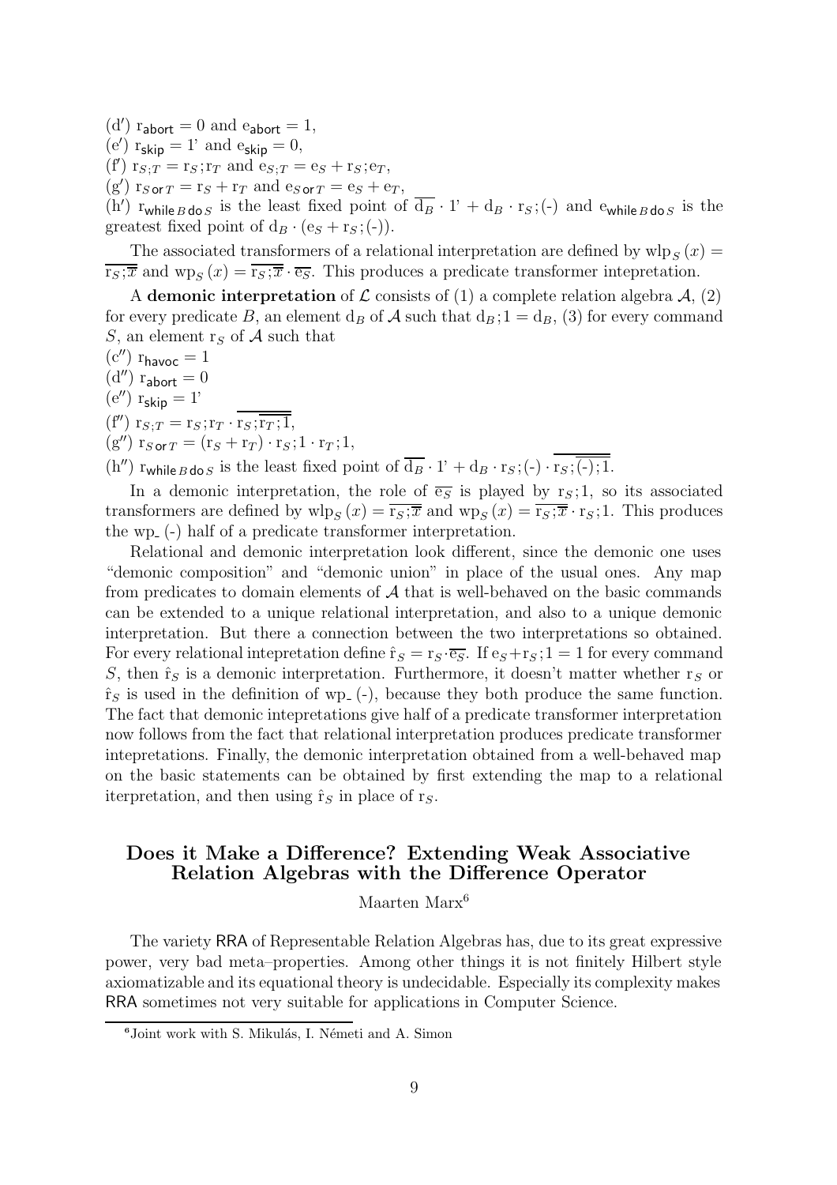(d′) $\mathrm{r}_{\mathsf{abort}} = 0$ and $\mathrm{e}_{\mathsf{abort}} = 1$,
(e′) $\mathrm{r}_{\mathsf{skip}} = 1'$ and $\mathrm{e}_{\mathsf{skip}} = 0$,
(f′) $\mathrm{r}_{S;T} = \mathrm{r}_S;\mathrm{r}_T$ and $\mathrm{e}_{S;T} = \mathrm{e}_S + \mathrm{r}_S;\mathrm{e}_T$,
(g′) $\mathrm{r}_{S\,\mathsf{or}\,T} = \mathrm{r}_S + \mathrm{r}_T$ and $\mathrm{e}_{S\,\mathsf{or}\,T} = \mathrm{e}_S + \mathrm{e}_T$,
(h′) $\mathrm{r}_{\mathsf{while}\,B\,\mathsf{do}\,S}$ is the least fixed point of $\overline{\mathrm{d}_B} \cdot 1' + \mathrm{d}_B \cdot \mathrm{r}_S;(\text{-})$ and $\mathrm{e}_{\mathsf{while}\,B\,\mathsf{do}\,S}$ is the greatest fixed point of $\mathrm{d}_B \cdot (\mathrm{e}_S + \mathrm{r}_S;(\text{-}))$.

The associated transformers of a relational interpretation are defined by $\mathrm{wlp}_S\,(x) = \overline{\mathrm{r}_S;\overline{x}}$ and $\mathrm{wp}_S\,(x) = \overline{\mathrm{r}_S;\overline{x}} \cdot \overline{\mathrm{e}_S}$. This produces a predicate transformer intepretation.

A **demonic interpretation** of $\mathcal{L}$ consists of (1) a complete relation algebra $\mathcal{A}$, (2) for every predicate $B$, an element $\mathrm{d}_B$ of $\mathcal{A}$ such that $\mathrm{d}_B;1 = \mathrm{d}_B$, (3) for every command $S$, an element $\mathrm{r}_S$ of $\mathcal{A}$ such that

(c″) $\mathrm{r}_{\mathsf{havoc}} = 1$
(d″) $\mathrm{r}_{\mathsf{abort}} = 0$
(e″) $\mathrm{r}_{\mathsf{skip}} = 1'$
(f″) $\mathrm{r}_{S;T} = \mathrm{r}_S;\mathrm{r}_T \cdot \overline{\mathrm{r}_S;\overline{\mathrm{r}_T;1}}$,
(g″) $\mathrm{r}_{S\,\mathsf{or}\,T} = (\mathrm{r}_S + \mathrm{r}_T) \cdot \mathrm{r}_S;1 \cdot \mathrm{r}_T;1$,
(h″) $\mathrm{r}_{\mathsf{while}\,B\,\mathsf{do}\,S}$ is the least fixed point of $\overline{\mathrm{d}_B} \cdot 1' + \mathrm{d}_B \cdot \mathrm{r}_S;(\text{-}) \cdot \overline{\mathrm{r}_S;\overline{(\text{-});1}}$.

In a demonic interpretation, the role of $\overline{\mathrm{e}_S}$ is played by $\mathrm{r}_S;1$, so its associated transformers are defined by $\mathrm{wlp}_S\,(x) = \overline{\mathrm{r}_S;\overline{x}}$ and $\mathrm{wp}_S\,(x) = \overline{\mathrm{r}_S;\overline{x}} \cdot \mathrm{r}_S;1$. This produces the $\mathrm{wp}_{\text{-}}\,(\text{-})$ half of a predicate transformer interpretation.

Relational and demonic interpretation look different, since the demonic one uses "demonic composition" and "demonic union" in place of the usual ones. Any map from predicates to domain elements of $\mathcal{A}$ that is well-behaved on the basic commands can be extended to a unique relational interpretation, and also to a unique demonic interpretation. But there a connection between the two interpretations so obtained. For every relational intepretation define $\hat{\mathrm{r}}_S = \mathrm{r}_S \cdot \overline{\mathrm{e}_S}$. If $\mathrm{e}_S + \mathrm{r}_S;1 = 1$ for every command $S$, then $\hat{\mathrm{r}}_S$ is a demonic interpretation. Furthermore, it doesn't matter whether $\mathrm{r}_S$ or $\hat{\mathrm{r}}_S$ is used in the definition of $\mathrm{wp}_{\text{-}}\,(\text{-})$, because they both produce the same function. The fact that demonic intepretations give half of a predicate transformer interpretation now follows from the fact that relational interpretation produces predicate transformer intepretations. Finally, the demonic interpretation obtained from a well-behaved map on the basic statements can be obtained by first extending the map to a relational iterpretation, and then using $\hat{\mathrm{r}}_S$ in place of $\mathrm{r}_S$.

## Does it Make a Difference? Extending Weak Associative Relation Algebras with the Difference Operator

Maarten Marx[6]

The variety $\mathsf{RRA}$ of Representable Relation Algebras has, due to its great expressive power, very bad meta–properties. Among other things it is not finitely Hilbert style axiomatizable and its equational theory is undecidable. Especially its complexity makes $\mathsf{RRA}$ sometimes not very suitable for applications in Computer Science.

[6] Joint work with S. Mikulás, I. Németi and A. Simon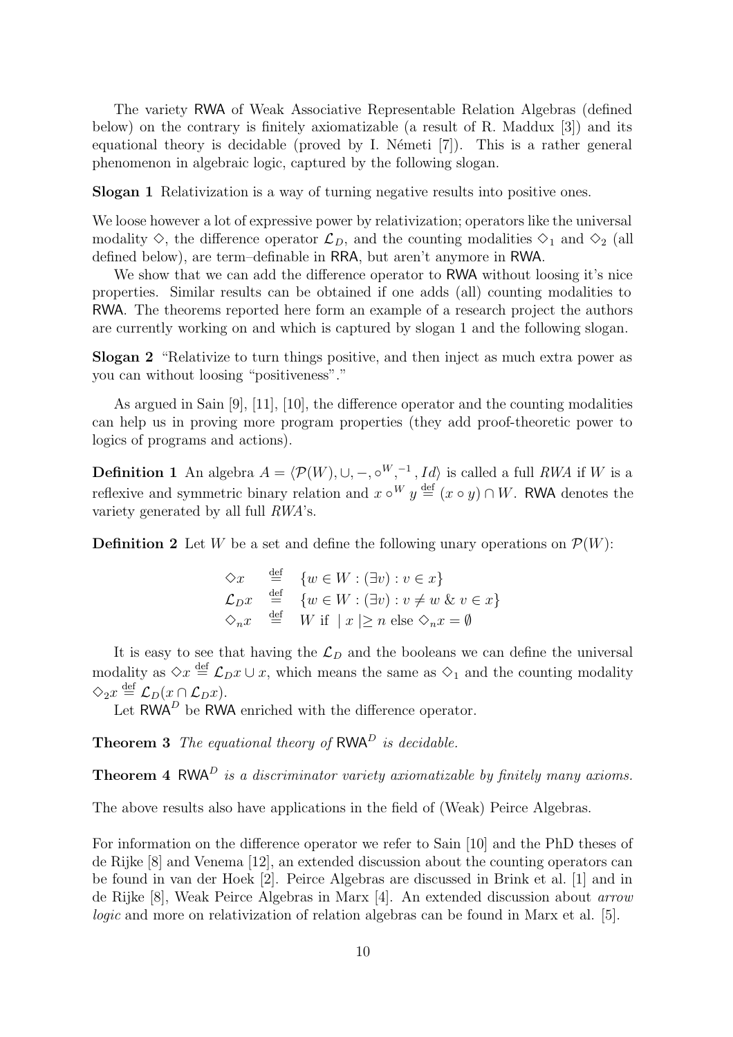The variety RWA of Weak Associative Representable Relation Algebras (defined below) on the contrary is finitely axiomatizable (a result of R. Maddux [3]) and its equational theory is decidable (proved by I. Németi [7]). This is a rather general phenomenon in algebraic logic, captured by the following slogan.

**Slogan 1** Relativization is a way of turning negative results into positive ones.

We loose however a lot of expressive power by relativization; operators like the universal modality $\diamond$, the difference operator $\mathcal{L}_D$, and the counting modalities $\diamond_1$ and $\diamond_2$ (all defined below), are term–definable in RRA, but aren't anymore in RWA.

We show that we can add the difference operator to RWA without loosing it's nice properties. Similar results can be obtained if one adds (all) counting modalities to RWA. The theorems reported here form an example of a research project the authors are currently working on and which is captured by slogan 1 and the following slogan.

**Slogan 2** "Relativize to turn things positive, and then inject as much extra power as you can without loosing "positiveness"."

As argued in Sain [9], [11], [10], the difference operator and the counting modalities can help us in proving more program properties (they add proof-theoretic power to logics of programs and actions).

**Definition 1** An algebra $A = \langle \mathcal{P}(W), \cup, -, \circ^W, ^{-1}, Id \rangle$ is called a full *RWA* if $W$ is a reflexive and symmetric binary relation and $x \circ^W y \stackrel{\text{def}}{=} (x \circ y) \cap W$. RWA denotes the variety generated by all full *RWA*'s.

**Definition 2** Let $W$ be a set and define the following unary operations on $\mathcal{P}(W)$:

$$
\begin{array}{lcl}
\diamond x & \stackrel{\text{def}}{=} & \{w \in W : (\exists v) : v \in x\} \\
\mathcal{L}_D x & \stackrel{\text{def}}{=} & \{w \in W : (\exists v) : v \neq w \ \& \ v \in x\} \\
\diamond_n x & \stackrel{\text{def}}{=} & W \text{ if } \mid x \mid \geq n \text{ else } \diamond_n x = \emptyset
\end{array}
$$

It is easy to see that having the $\mathcal{L}_D$ and the booleans we can define the universal modality as $\diamond x \stackrel{\text{def}}{=} \mathcal{L}_D x \cup x$, which means the same as $\diamond_1$ and the counting modality $\diamond_2 x \stackrel{\text{def}}{=} \mathcal{L}_D(x \cap \mathcal{L}_D x)$.

Let $\mathsf{RWA}^D$ be RWA enriched with the difference operator.

**Theorem 3** *The equational theory of* $\mathsf{RWA}^D$ *is decidable.*

**Theorem 4** $\mathsf{RWA}^D$ *is a discriminator variety axiomatizable by finitely many axioms.*

The above results also have applications in the field of (Weak) Peirce Algebras.

For information on the difference operator we refer to Sain [10] and the PhD theses of de Rijke [8] and Venema [12], an extended discussion about the counting operators can be found in van der Hoek [2]. Peirce Algebras are discussed in Brink et al. [1] and in de Rijke [8], Weak Peirce Algebras in Marx [4]. An extended discussion about *arrow logic* and more on relativization of relation algebras can be found in Marx et al. [5].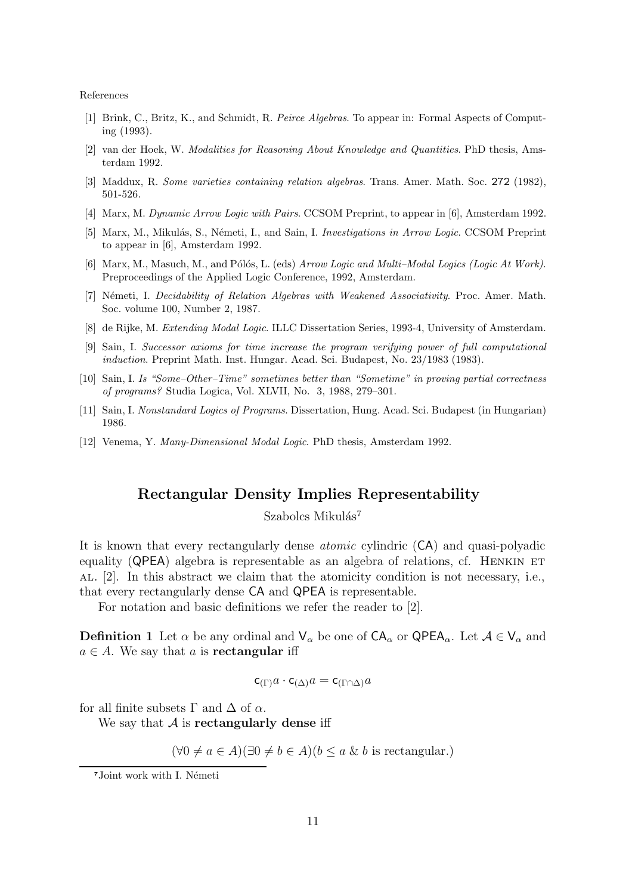References

[1] Brink, C., Britz, K., and Schmidt, R. *Peirce Algebras*. To appear in: Formal Aspects of Computing (1993).

[2] van der Hoek, W. *Modalities for Reasoning About Knowledge and Quantities*. PhD thesis, Amsterdam 1992.

[3] Maddux, R. *Some varieties containing relation algebras*. Trans. Amer. Math. Soc. **272** (1982), 501-526.

[4] Marx, M. *Dynamic Arrow Logic with Pairs*. CCSOM Preprint, to appear in [6], Amsterdam 1992.

[5] Marx, M., Mikulás, S., Németi, I., and Sain, I. *Investigations in Arrow Logic*. CCSOM Preprint to appear in [6], Amsterdam 1992.

[6] Marx, M., Masuch, M., and Pólós, L. (eds) *Arrow Logic and Multi–Modal Logics (Logic At Work)*. Preproceedings of the Applied Logic Conference, 1992, Amsterdam.

[7] Németi, I. *Decidability of Relation Algebras with Weakened Associativity*. Proc. Amer. Math. Soc. volume 100, Number 2, 1987.

[8] de Rijke, M. *Extending Modal Logic*. ILLC Dissertation Series, 1993-4, University of Amsterdam.

[9] Sain, I. *Successor axioms for time increase the program verifying power of full computational induction*. Preprint Math. Inst. Hungar. Acad. Sci. Budapest, No. 23/1983 (1983).

[10] Sain, I. *Is "Some–Other–Time" sometimes better than "Sometime" in proving partial correctness of programs?* Studia Logica, Vol. XLVII, No. 3, 1988, 279–301.

[11] Sain, I. *Nonstandard Logics of Programs*. Dissertation, Hung. Acad. Sci. Budapest (in Hungarian) 1986.

[12] Venema, Y. *Many-Dimensional Modal Logic*. PhD thesis, Amsterdam 1992.

## Rectangular Density Implies Representability

Szabolcs Mikulás[7]

It is known that every rectangularly dense *atomic* cylindric (CA) and quasi-polyadic equality (QPEA) algebra is representable as an algebra of relations, cf. Henkin et al. [2]. In this abstract we claim that the atomicity condition is not necessary, i.e., that every rectangularly dense CA and QPEA is representable.

For notation and basic definitions we refer the reader to [2].

**Definition 1** Let $\alpha$ be any ordinal and $\mathsf{V}_\alpha$ be one of $\mathsf{CA}_\alpha$ or $\mathsf{QPEA}_\alpha$. Let $\mathcal{A} \in \mathsf{V}_\alpha$ and $a \in A$. We say that $a$ is **rectangular** iff

$$\mathsf{c}_{(\Gamma)}a \cdot \mathsf{c}_{(\Delta)}a = \mathsf{c}_{(\Gamma\cap\Delta)}a$$

for all finite subsets $\Gamma$ and $\Delta$ of $\alpha$.

We say that $\mathcal{A}$ is **rectangularly dense** iff

$$(\forall 0 \neq a \in A)(\exists 0 \neq b \in A)(b \leq a \;\&\; b \text{ is rectangular.})$$

[7] Joint work with I. Németi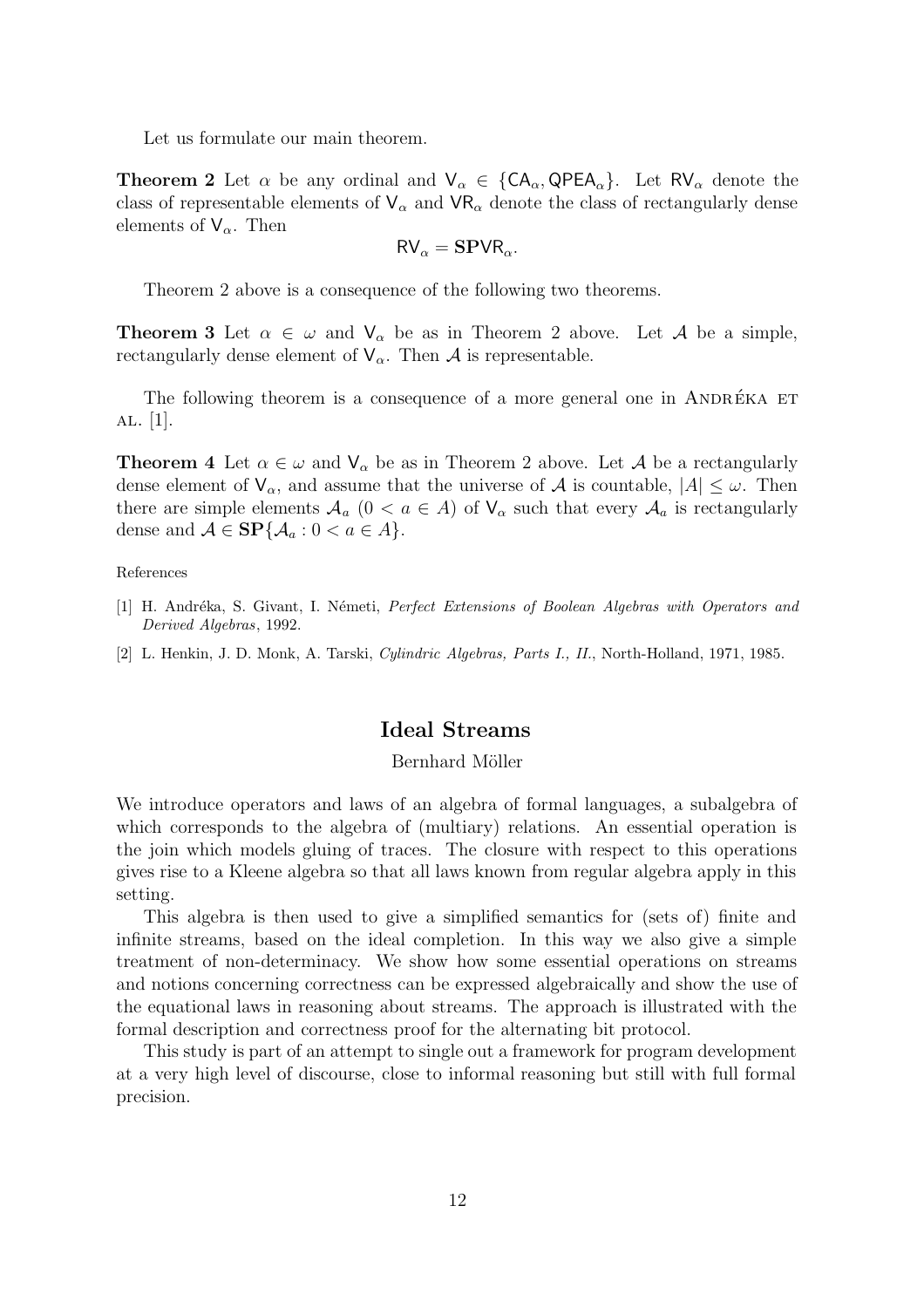Let us formulate our main theorem.

**Theorem 2** Let $\alpha$ be any ordinal and $\mathsf{V}_\alpha \in \{\mathsf{CA}_\alpha, \mathsf{QPEA}_\alpha\}$. Let $\mathsf{RV}_\alpha$ denote the class of representable elements of $\mathsf{V}_\alpha$ and $\mathsf{VR}_\alpha$ denote the class of rectangularly dense elements of $\mathsf{V}_\alpha$. Then

$$\mathsf{RV}_\alpha = \mathbf{SP}\mathsf{VR}_\alpha.$$

Theorem 2 above is a consequence of the following two theorems.

**Theorem 3** Let $\alpha \in \omega$ and $\mathsf{V}_\alpha$ be as in Theorem 2 above. Let $\mathcal{A}$ be a simple, rectangularly dense element of $\mathsf{V}_\alpha$. Then $\mathcal{A}$ is representable.

The following theorem is a consequence of a more general one in Andréka et al. [1].

**Theorem 4** Let $\alpha \in \omega$ and $\mathsf{V}_\alpha$ be as in Theorem 2 above. Let $\mathcal{A}$ be a rectangularly dense element of $\mathsf{V}_\alpha$, and assume that the universe of $\mathcal{A}$ is countable, $|A| \leq \omega$. Then there are simple elements $\mathcal{A}_a$ $(0 < a \in A)$ of $\mathsf{V}_\alpha$ such that every $\mathcal{A}_a$ is rectangularly dense and $\mathcal{A} \in \mathbf{SP}\{\mathcal{A}_a : 0 < a \in A\}$.

References

[1] H. Andréka, S. Givant, I. Németi, *Perfect Extensions of Boolean Algebras with Operators and Derived Algebras*, 1992.

[2] L. Henkin, J. D. Monk, A. Tarski, *Cylindric Algebras, Parts I., II.*, North-Holland, 1971, 1985.

## Ideal Streams

Bernhard Möller

We introduce operators and laws of an algebra of formal languages, a subalgebra of which corresponds to the algebra of (multiary) relations. An essential operation is the join which models gluing of traces. The closure with respect to this operations gives rise to a Kleene algebra so that all laws known from regular algebra apply in this setting.

This algebra is then used to give a simplified semantics for (sets of) finite and infinite streams, based on the ideal completion. In this way we also give a simple treatment of non-determinacy. We show how some essential operations on streams and notions concerning correctness can be expressed algebraically and show the use of the equational laws in reasoning about streams. The approach is illustrated with the formal description and correctness proof for the alternating bit protocol.

This study is part of an attempt to single out a framework for program development at a very high level of discourse, close to informal reasoning but still with full formal precision.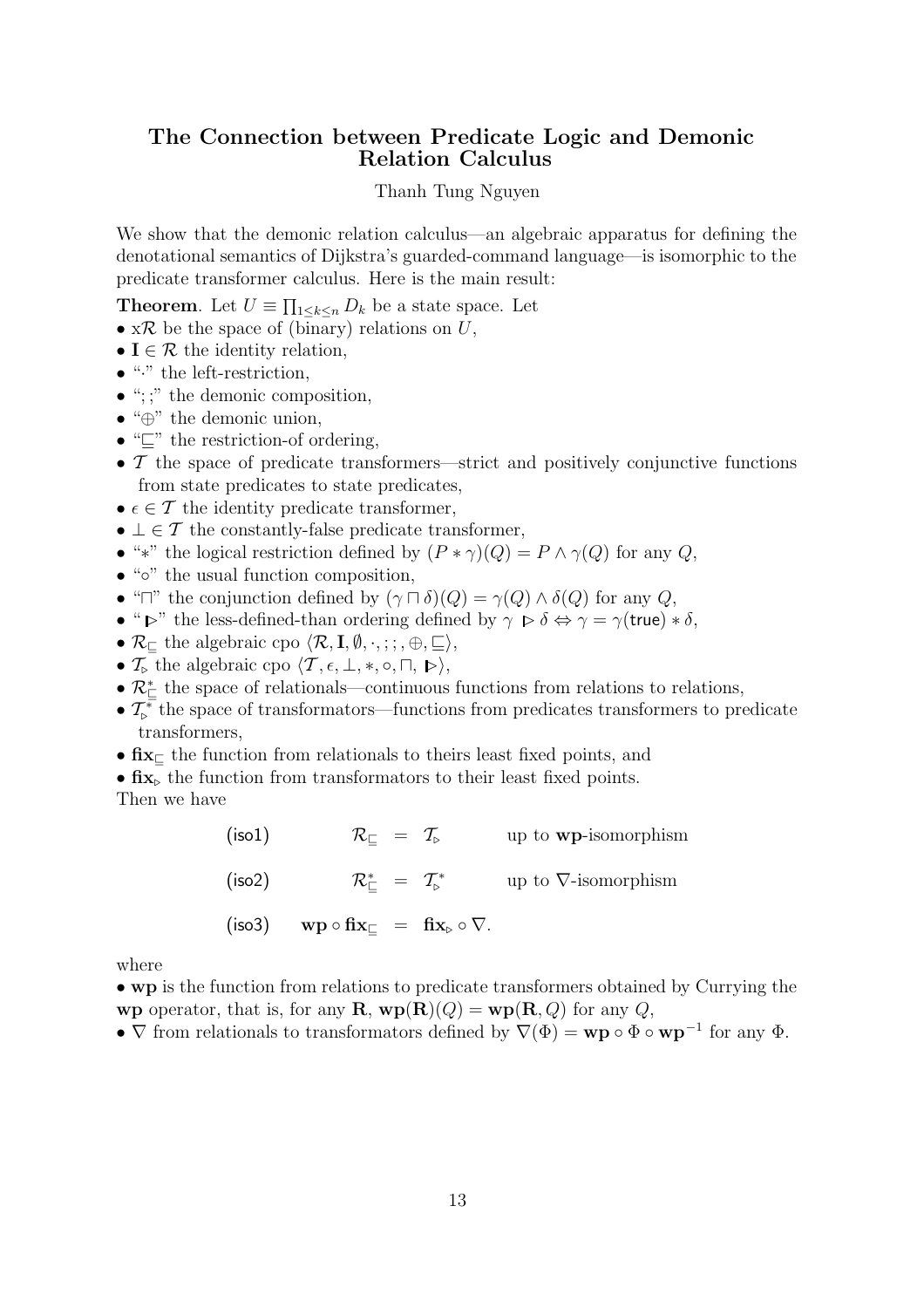## The Connection between Predicate Logic and Demonic Relation Calculus

Thanh Tung Nguyen

We show that the demonic relation calculus—an algebraic apparatus for defining the denotational semantics of Dijkstra's guarded-command language—is isomorphic to the predicate transformer calculus. Here is the main result:

**Theorem**. Let $U \equiv \prod_{1 \le k \le n} D_k$ be a state space. Let

- x$\mathcal{R}$ be the space of (binary) relations on $U$,
- $\mathbf{I} \in \mathcal{R}$ the identity relation,
- "$\cdot$" the left-restriction,
- "$;\,;$" the demonic composition,
- "$\oplus$" the demonic union,
- "$\sqsubseteq$" the restriction-of ordering,
- $\mathcal{T}$ the space of predicate transformers—strict and positively conjunctive functions from state predicates to state predicates,
- $\epsilon \in \mathcal{T}$ the identity predicate transformer,
- $\perp \in \mathcal{T}$ the constantly-false predicate transformer,
- "$*$" the logical restriction defined by $(P * \gamma)(Q) = P \wedge \gamma(Q)$ for any $Q$,
- "$\circ$" the usual function composition,
- "$\sqcap$" the conjunction defined by $(\gamma \sqcap \delta)(Q) = \gamma(Q) \wedge \delta(Q)$ for any $Q$,
- "$\triangleright$" the less-defined-than ordering defined by $\gamma \triangleright \delta \Leftrightarrow \gamma = \gamma(\mathsf{true}) * \delta$,
- $\mathcal{R}_{\sqsubseteq}$ the algebraic cpo $\langle \mathcal{R}, \mathbf{I}, \emptyset, \cdot, ;\,;, \oplus, \sqsubseteq \rangle$,
- $\mathcal{T}_{\triangleright}$ the algebraic cpo $\langle \mathcal{T}, \epsilon, \perp, *, \circ, \sqcap, \triangleright \rangle$,
- $\mathcal{R}^*_{\sqsubseteq}$ the space of relationals—continuous functions from relations to relations,
- $\mathcal{T}^*_{\triangleright}$ the space of transformators—functions from predicates transformers to predicate transformers,
- $\mathbf{fix}_{\sqsubseteq}$ the function from relationals to theirs least fixed points, and
- $\mathbf{fix}_{\triangleright}$ the function from transformators to their least fixed points.

Then we have

$$
\begin{array}{llcll}
(\mathsf{iso1}) & \mathcal{R}_{\sqsubseteq} & = & \mathcal{T}_{\triangleright} & \text{up to } \mathbf{wp}\text{-isomorphism} \\
(\mathsf{iso2}) & \mathcal{R}^*_{\sqsubseteq} & = & \mathcal{T}^*_{\triangleright} & \text{up to } \nabla\text{-isomorphism} \\
(\mathsf{iso3}) & \mathbf{wp} \circ \mathbf{fix}_{\sqsubseteq} & = & \mathbf{fix}_{\triangleright} \circ \nabla. &
\end{array}
$$

where

- $\mathbf{wp}$ is the function from relations to predicate transformers obtained by Currying the $\mathbf{wp}$ operator, that is, for any $\mathbf{R}$, $\mathbf{wp}(\mathbf{R})(Q) = \mathbf{wp}(\mathbf{R}, Q)$ for any $Q$,
- $\nabla$ from relationals to transformators defined by $\nabla(\Phi) = \mathbf{wp} \circ \Phi \circ \mathbf{wp}^{-1}$ for any $\Phi$.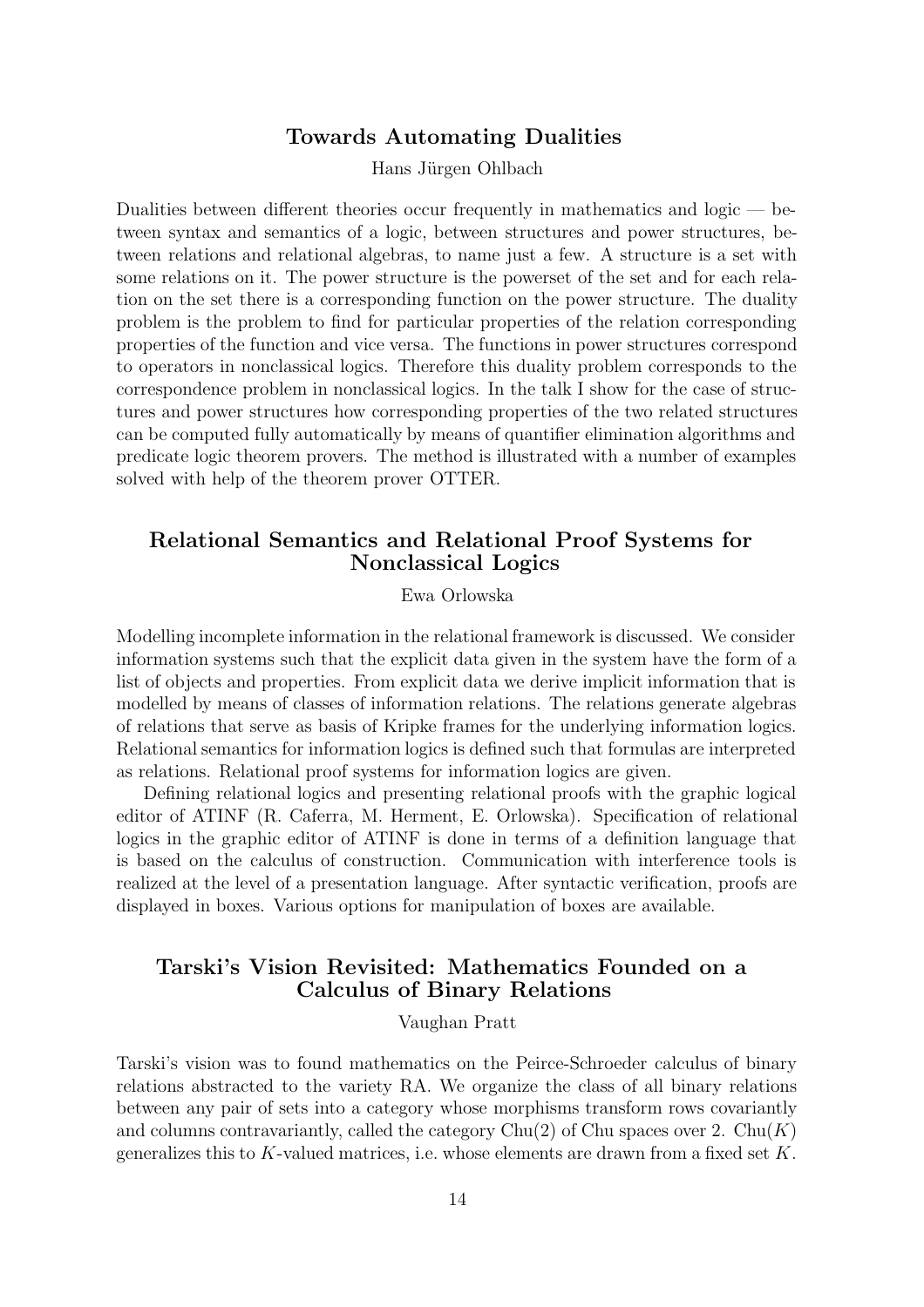### Towards Automating Dualities

Hans Jürgen Ohlbach

Dualities between different theories occur frequently in mathematics and logic — between syntax and semantics of a logic, between structures and power structures, between relations and relational algebras, to name just a few. A structure is a set with some relations on it. The power structure is the powerset of the set and for each relation on the set there is a corresponding function on the power structure. The duality problem is the problem to find for particular properties of the relation corresponding properties of the function and vice versa. The functions in power structures correspond to operators in nonclassical logics. Therefore this duality problem corresponds to the correspondence problem in nonclassical logics. In the talk I show for the case of structures and power structures how corresponding properties of the two related structures can be computed fully automatically by means of quantifier elimination algorithms and predicate logic theorem provers. The method is illustrated with a number of examples solved with help of the theorem prover OTTER.

### Relational Semantics and Relational Proof Systems for Nonclassical Logics

Ewa Orlowska

Modelling incomplete information in the relational framework is discussed. We consider information systems such that the explicit data given in the system have the form of a list of objects and properties. From explicit data we derive implicit information that is modelled by means of classes of information relations. The relations generate algebras of relations that serve as basis of Kripke frames for the underlying information logics. Relational semantics for information logics is defined such that formulas are interpreted as relations. Relational proof systems for information logics are given.

Defining relational logics and presenting relational proofs with the graphic logical editor of ATINF (R. Caferra, M. Herment, E. Orlowska). Specification of relational logics in the graphic editor of ATINF is done in terms of a definition language that is based on the calculus of construction. Communication with interference tools is realized at the level of a presentation language. After syntactic verification, proofs are displayed in boxes. Various options for manipulation of boxes are available.

### Tarski's Vision Revisited: Mathematics Founded on a Calculus of Binary Relations

Vaughan Pratt

Tarski's vision was to found mathematics on the Peirce-Schroeder calculus of binary relations abstracted to the variety RA. We organize the class of all binary relations between any pair of sets into a category whose morphisms transform rows covariantly and columns contravariantly, called the category Chu(2) of Chu spaces over 2. Chu($K$) generalizes this to $K$-valued matrices, i.e. whose elements are drawn from a fixed set $K$.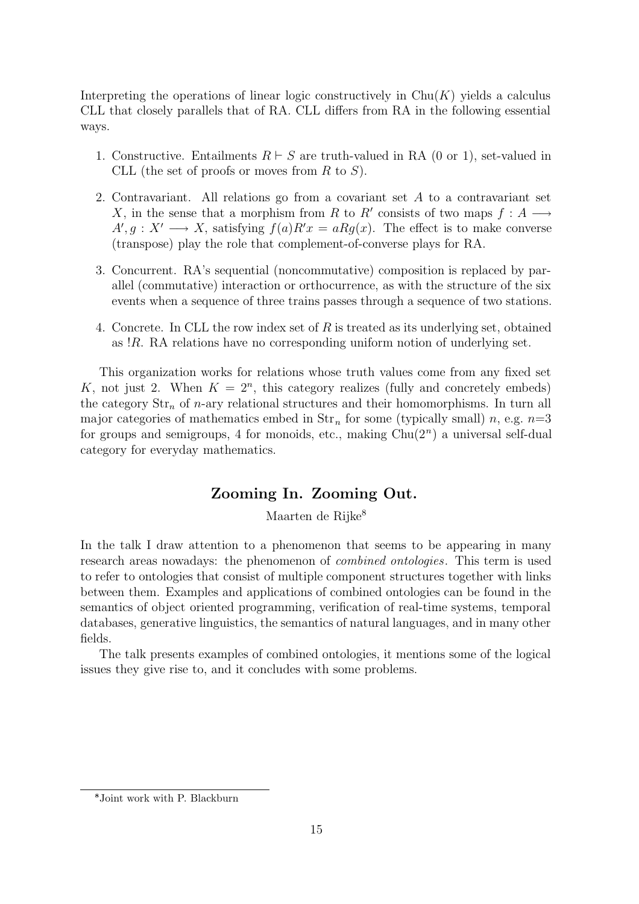Interpreting the operations of linear logic constructively in $\mathrm{Chu}(K)$ yields a calculus CLL that closely parallels that of RA. CLL differs from RA in the following essential ways.

1. Constructive. Entailments $R \vdash S$ are truth-valued in RA (0 or 1), set-valued in CLL (the set of proofs or moves from $R$ to $S$).

2. Contravariant. All relations go from a covariant set $A$ to a contravariant set $X$, in the sense that a morphism from $R$ to $R'$ consists of two maps $f : A \longrightarrow A', g : X' \longrightarrow X$, satisfying $f(a)R'x = aRg(x)$. The effect is to make converse (transpose) play the role that complement-of-converse plays for RA.

3. Concurrent. RA's sequential (noncommutative) composition is replaced by parallel (commutative) interaction or orthocurrence, as with the structure of the six events when a sequence of three trains passes through a sequence of two stations.

4. Concrete. In CLL the row index set of $R$ is treated as its underlying set, obtained as $!R$. RA relations have no corresponding uniform notion of underlying set.

This organization works for relations whose truth values come from any fixed set $K$, not just 2. When $K = 2^n$, this category realizes (fully and concretely embeds) the category $\mathrm{Str}_n$ of $n$-ary relational structures and their homomorphisms. In turn all major categories of mathematics embed in $\mathrm{Str}_n$ for some (typically small) $n$, e.g. $n$=3 for groups and semigroups, 4 for monoids, etc., making $\mathrm{Chu}(2^n)$ a universal self-dual category for everyday mathematics.

## Zooming In. Zooming Out.

Maarten de Rijke[8]

In the talk I draw attention to a phenomenon that seems to be appearing in many research areas nowadays: the phenomenon of *combined ontologies*. This term is used to refer to ontologies that consist of multiple component structures together with links between them. Examples and applications of combined ontologies can be found in the semantics of object oriented programming, verification of real-time systems, temporal databases, generative linguistics, the semantics of natural languages, and in many other fields.

The talk presents examples of combined ontologies, it mentions some of the logical issues they give rise to, and it concludes with some problems.

[8] Joint work with P. Blackburn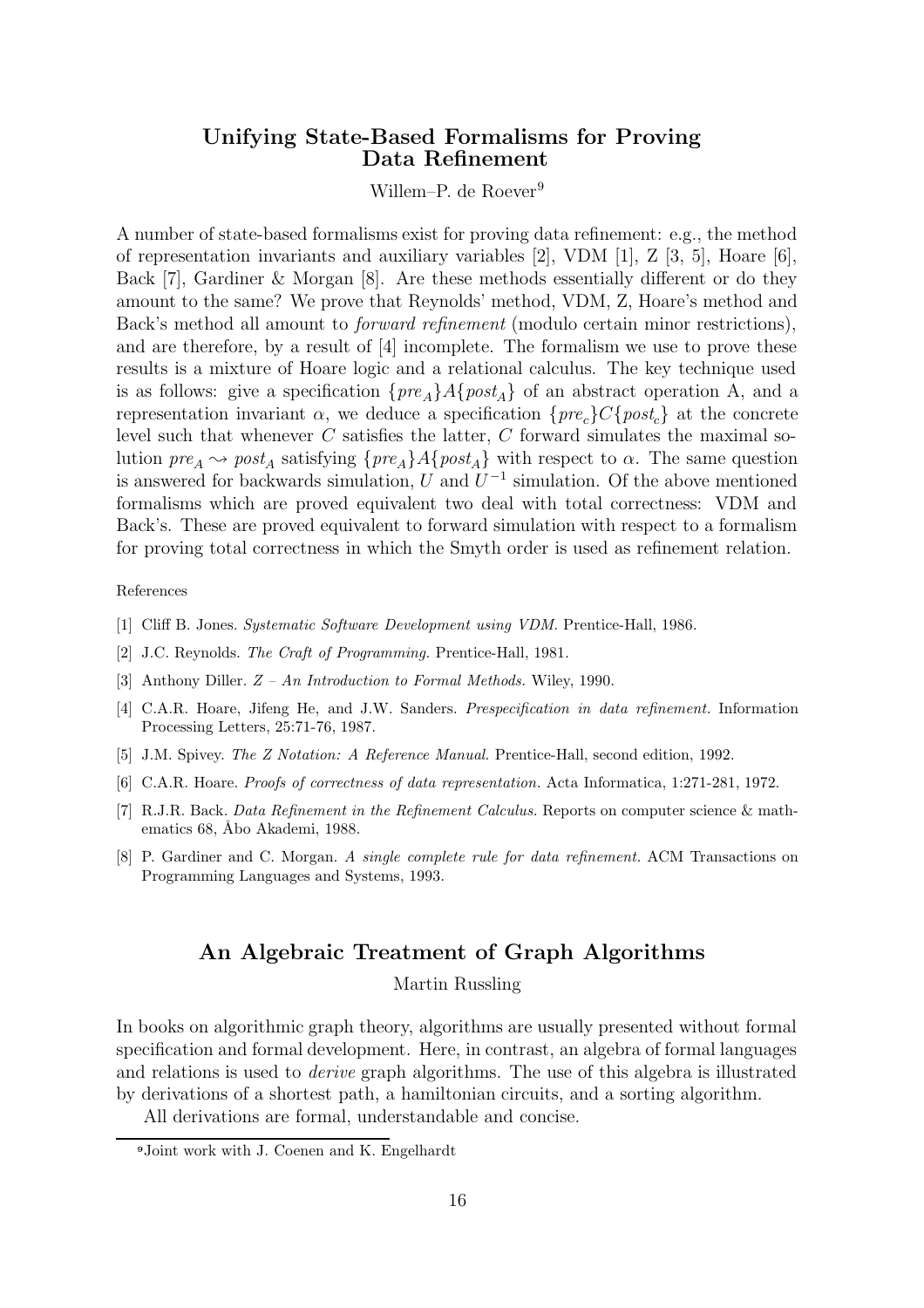## Unifying State-Based Formalisms for Proving Data Refinement

Willem–P. de Roever[9]

A number of state-based formalisms exist for proving data refinement: e.g., the method of representation invariants and auxiliary variables [2], VDM [1], Z [3, 5], Hoare [6], Back [7], Gardiner & Morgan [8]. Are these methods essentially different or do they amount to the same? We prove that Reynolds' method, VDM, Z, Hoare's method and Back's method all amount to *forward refinement* (modulo certain minor restrictions), and are therefore, by a result of [4] incomplete. The formalism we use to prove these results is a mixture of Hoare logic and a relational calculus. The key technique used is as follows: give a specification $\{pre_A\}A\{post_A\}$ of an abstract operation A, and a representation invariant $\alpha$, we deduce a specification $\{pre_c\}C\{post_c\}$ at the concrete level such that whenever $C$ satisfies the latter, $C$ forward simulates the maximal solution $pre_A \rightsquigarrow post_A$ satisfying $\{pre_A\}A\{post_A\}$ with respect to $\alpha$. The same question is answered for backwards simulation, $U$ and $U^{-1}$ simulation. Of the above mentioned formalisms which are proved equivalent two deal with total correctness: VDM and Back's. These are proved equivalent to forward simulation with respect to a formalism for proving total correctness in which the Smyth order is used as refinement relation.

References

[1] Cliff B. Jones. *Systematic Software Development using VDM.* Prentice-Hall, 1986.

[2] J.C. Reynolds. *The Craft of Programming.* Prentice-Hall, 1981.

[3] Anthony Diller. *Z – An Introduction to Formal Methods.* Wiley, 1990.

[4] C.A.R. Hoare, Jifeng He, and J.W. Sanders. *Prespecification in data refinement.* Information Processing Letters, 25:71-76, 1987.

[5] J.M. Spivey. *The Z Notation: A Reference Manual.* Prentice-Hall, second edition, 1992.

[6] C.A.R. Hoare. *Proofs of correctness of data representation.* Acta Informatica, 1:271-281, 1972.

[7] R.J.R. Back. *Data Refinement in the Refinement Calculus.* Reports on computer science & mathematics 68, Åbo Akademi, 1988.

[8] P. Gardiner and C. Morgan. *A single complete rule for data refinement.* ACM Transactions on Programming Languages and Systems, 1993.

## An Algebraic Treatment of Graph Algorithms

Martin Russling

In books on algorithmic graph theory, algorithms are usually presented without formal specification and formal development. Here, in contrast, an algebra of formal languages and relations is used to *derive* graph algorithms. The use of this algebra is illustrated by derivations of a shortest path, a hamiltonian circuits, and a sorting algorithm.

All derivations are formal, understandable and concise.

[9] Joint work with J. Coenen and K. Engelhardt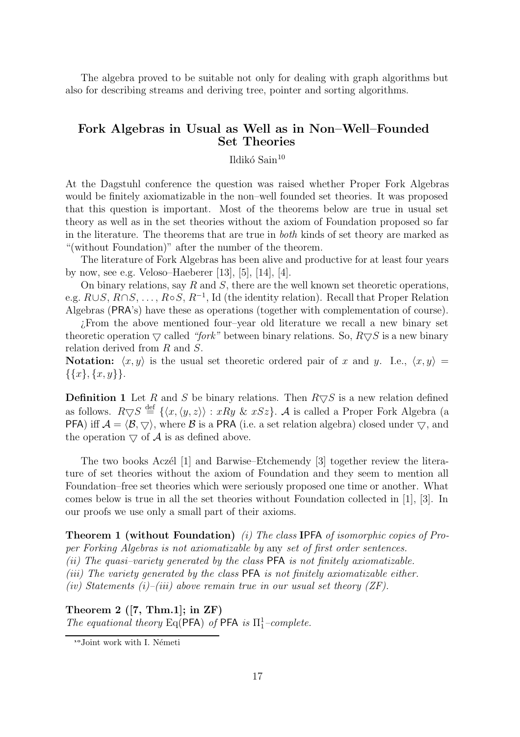The algebra proved to be suitable not only for dealing with graph algorithms but also for describing streams and deriving tree, pointer and sorting algorithms.

## Fork Algebras in Usual as Well as in Non–Well–Founded Set Theories

Ildikó Sain[10]

At the Dagstuhl conference the question was raised whether Proper Fork Algebras would be finitely axiomatizable in the non–well founded set theories. It was proposed that this question is important. Most of the theorems below are true in usual set theory as well as in the set theories without the axiom of Foundation proposed so far in the literature. The theorems that are true in *both* kinds of set theory are marked as "(without Foundation)" after the number of the theorem.

The literature of Fork Algebras has been alive and productive for at least four years by now, see e.g. Veloso–Haeberer [13], [5], [14], [4].

On binary relations, say $R$ and $S$, there are the well known set theoretic operations, e.g. $R \cup S$, $R \cap S$, ..., $R \circ S$, $R^{-1}$, Id (the identity relation). Recall that Proper Relation Algebras (PRA's) have these as operations (together with complementation of course).

¿From the above mentioned four–year old literature we recall a new binary set theoretic operation $\bigtriangledown$ called *"fork"* between binary relations. So, $R \bigtriangledown S$ is a new binary relation derived from $R$ and $S$.

**Notation:** $\langle x, y \rangle$ is the usual set theoretic ordered pair of $x$ and $y$. I.e., $\langle x, y \rangle = \{\{x\}, \{x, y\}\}$.

**Definition 1** Let $R$ and $S$ be binary relations. Then $R \bigtriangledown S$ is a new relation defined as follows. $R \bigtriangledown S \stackrel{\text{def}}{=} \{\langle x, \langle y, z \rangle \rangle : xRy \ \& \ xSz\}$. $\mathcal{A}$ is called a Proper Fork Algebra (a PFA) iff $\mathcal{A} = \langle \mathcal{B}, \bigtriangledown \rangle$, where $\mathcal{B}$ is a PRA (i.e. a set relation algebra) closed under $\bigtriangledown$, and the operation $\bigtriangledown$ of $\mathcal{A}$ is as defined above.

The two books Aczél [1] and Barwise–Etchemendy [3] together review the literature of set theories without the axiom of Foundation and they seem to mention all Foundation–free set theories which were seriously proposed one time or another. What comes below is true in all the set theories without Foundation collected in [1], [3]. In our proofs we use only a small part of their axioms.

**Theorem 1 (without Foundation)** *(i) The class* IPFA *of isomorphic copies of Proper Forking Algebras is not axiomatizable by* any *set of first order sentences.*
*(ii) The quasi–variety generated by the class* PFA *is not finitely axiomatizable.*
*(iii) The variety generated by the class* PFA *is not finitely axiomatizable either.*
*(iv) Statements (i)–(iii) above remain true in our usual set theory (ZF).*

**Theorem 2 ([7, Thm.1]; in ZF)**
*The equational theory* Eq(PFA) *of* PFA *is* $\Pi^1_1$*–complete.*

[10] Joint work with I. Németi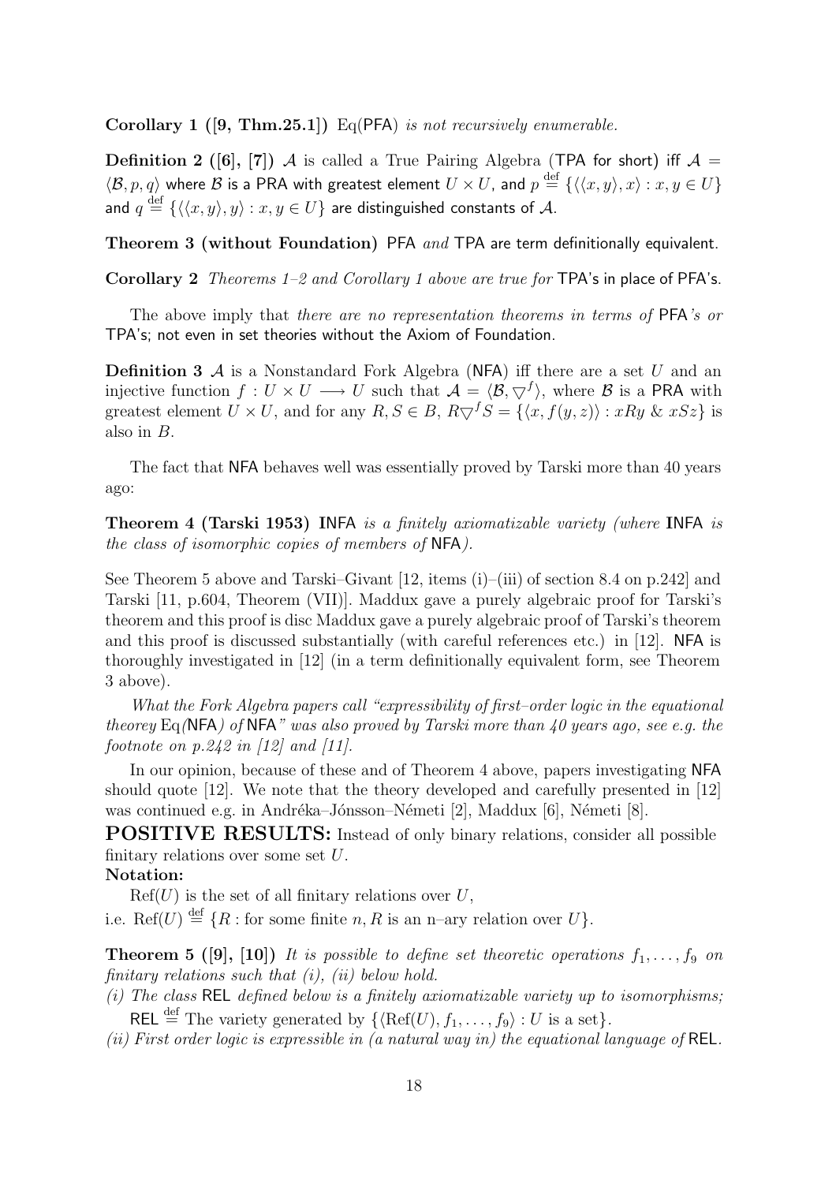**Corollary 1 ([9, Thm.25.1])** Eq(PFA) *is not recursively enumerable.*

**Definition 2 ([6], [7])** $\mathcal{A}$ is called a True Pairing Algebra (TPA for short) iff $\mathcal{A} = \langle \mathcal{B}, p, q \rangle$ where $\mathcal{B}$ is a PRA with greatest element $U \times U$, and $p \stackrel{\text{def}}{=} \{\langle\langle x, y\rangle, x\rangle : x, y \in U\}$ and $q \stackrel{\text{def}}{=} \{\langle\langle x, y\rangle, y\rangle : x, y \in U\}$ are distinguished constants of $\mathcal{A}$.

**Theorem 3 (without Foundation)** PFA *and* TPA are term definitionally equivalent.

**Corollary 2** *Theorems 1–2 and Corollary 1 above are true for* TPA's in place of PFA's.

The above imply that *there are no representation theorems in terms of* PFA*'s or* TPA's; not even in set theories without the Axiom of Foundation.

**Definition 3** $\mathcal{A}$ is a Nonstandard Fork Algebra (NFA) iff there are a set $U$ and an injective function $f : U \times U \longrightarrow U$ such that $\mathcal{A} = \langle \mathcal{B}, \bigtriangledown^f \rangle$, where $\mathcal{B}$ is a PRA with greatest element $U \times U$, and for any $R, S \in B$, $R \bigtriangledown^f S = \{\langle x, f(y, z)\rangle : xRy \ \& \ xSz\}$ is also in $B$.

The fact that NFA behaves well was essentially proved by Tarski more than 40 years ago:

**Theorem 4 (Tarski 1953) I**NFA *is a finitely axiomatizable variety (where* **I**NFA *is the class of isomorphic copies of members of* NFA*).*

See Theorem 5 above and Tarski–Givant [12, items (i)–(iii) of section 8.4 on p.242] and Tarski [11, p.604, Theorem (VII)]. Maddux gave a purely algebraic proof for Tarski's theorem and this proof is disc Maddux gave a purely algebraic proof of Tarski's theorem and this proof is discussed substantially (with careful references etc.) in [12]. NFA is thoroughly investigated in [12] (in a term definitionally equivalent form, see Theorem 3 above).

*What the Fork Algebra papers call "expressibility of first–order logic in the equational theorey* Eq*(*NFA*) of* NFA*" was also proved by Tarski more than 40 years ago, see e.g. the footnote on p.242 in [12] and [11].*

In our opinion, because of these and of Theorem 4 above, papers investigating NFA should quote [12]. We note that the theory developed and carefully presented in [12] was continued e.g. in Andréka–Jónsson–Németi [2], Maddux [6], Németi [8].

**POSITIVE RESULTS:** Instead of only binary relations, consider all possible finitary relations over some set $U$.

**Notation:**

$\text{Ref}(U)$ is the set of all finitary relations over $U$,

i.e. $\text{Ref}(U) \stackrel{\text{def}}{=} \{R : \text{for some finite } n, R \text{ is an n–ary relation over } U\}$.

**Theorem 5 ([9], [10])** *It is possible to define set theoretic operations $f_1, \ldots, f_9$ on finitary relations such that (i), (ii) below hold.*

*(i) The class* REL *defined below is a finitely axiomatizable variety up to isomorphisms;* REL $\stackrel{\text{def}}{=}$ The variety generated by $\{\langle \text{Ref}(U), f_1, \ldots, f_9\rangle : U \text{ is a set}\}$.

*(ii) First order logic is expressible in (a natural way in) the equational language of* REL.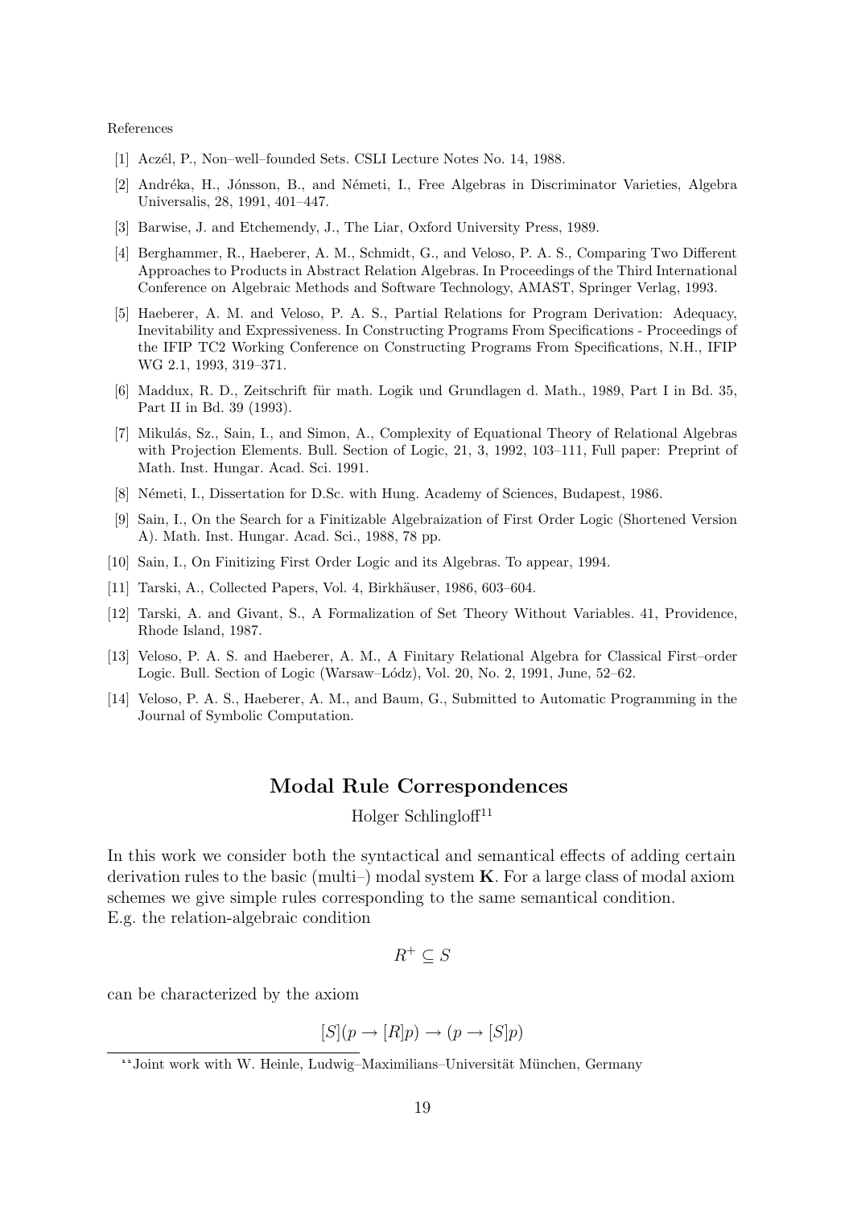References

[1] Aczél, P., Non–well–founded Sets. CSLI Lecture Notes No. 14, 1988.

[2] Andréka, H., Jónsson, B., and Németi, I., Free Algebras in Discriminator Varieties, Algebra Universalis, 28, 1991, 401–447.

[3] Barwise, J. and Etchemendy, J., The Liar, Oxford University Press, 1989.

[4] Berghammer, R., Haeberer, A. M., Schmidt, G., and Veloso, P. A. S., Comparing Two Different Approaches to Products in Abstract Relation Algebras. In Proceedings of the Third International Conference on Algebraic Methods and Software Technology, AMAST, Springer Verlag, 1993.

[5] Haeberer, A. M. and Veloso, P. A. S., Partial Relations for Program Derivation: Adequacy, Inevitability and Expressiveness. In Constructing Programs From Specifications - Proceedings of the IFIP TC2 Working Conference on Constructing Programs From Specifications, N.H., IFIP WG 2.1, 1993, 319–371.

[6] Maddux, R. D., Zeitschrift für math. Logik und Grundlagen d. Math., 1989, Part I in Bd. 35, Part II in Bd. 39 (1993).

[7] Mikulás, Sz., Sain, I., and Simon, A., Complexity of Equational Theory of Relational Algebras with Projection Elements. Bull. Section of Logic, 21, 3, 1992, 103–111, Full paper: Preprint of Math. Inst. Hungar. Acad. Sci. 1991.

[8] Németi, I., Dissertation for D.Sc. with Hung. Academy of Sciences, Budapest, 1986.

[9] Sain, I., On the Search for a Finitizable Algebraization of First Order Logic (Shortened Version A). Math. Inst. Hungar. Acad. Sci., 1988, 78 pp.

[10] Sain, I., On Finitizing First Order Logic and its Algebras. To appear, 1994.

[11] Tarski, A., Collected Papers, Vol. 4, Birkhäuser, 1986, 603–604.

[12] Tarski, A. and Givant, S., A Formalization of Set Theory Without Variables. 41, Providence, Rhode Island, 1987.

[13] Veloso, P. A. S. and Haeberer, A. M., A Finitary Relational Algebra for Classical First–order Logic. Bull. Section of Logic (Warsaw–Lódz), Vol. 20, No. 2, 1991, June, 52–62.

[14] Veloso, P. A. S., Haeberer, A. M., and Baum, G., Submitted to Automatic Programming in the Journal of Symbolic Computation.

## Modal Rule Correspondences

Holger Schlingloff[11]

In this work we consider both the syntactical and semantical effects of adding certain derivation rules to the basic (multi–) modal system **K**. For a large class of modal axiom schemes we give simple rules corresponding to the same semantical condition.
E.g. the relation-algebraic condition

$$R^+ \subseteq S$$

can be characterized by the axiom

$$[S](p \to [R]p) \to (p \to [S]p)$$

[11] Joint work with W. Heinle, Ludwig–Maximilians–Universität München, Germany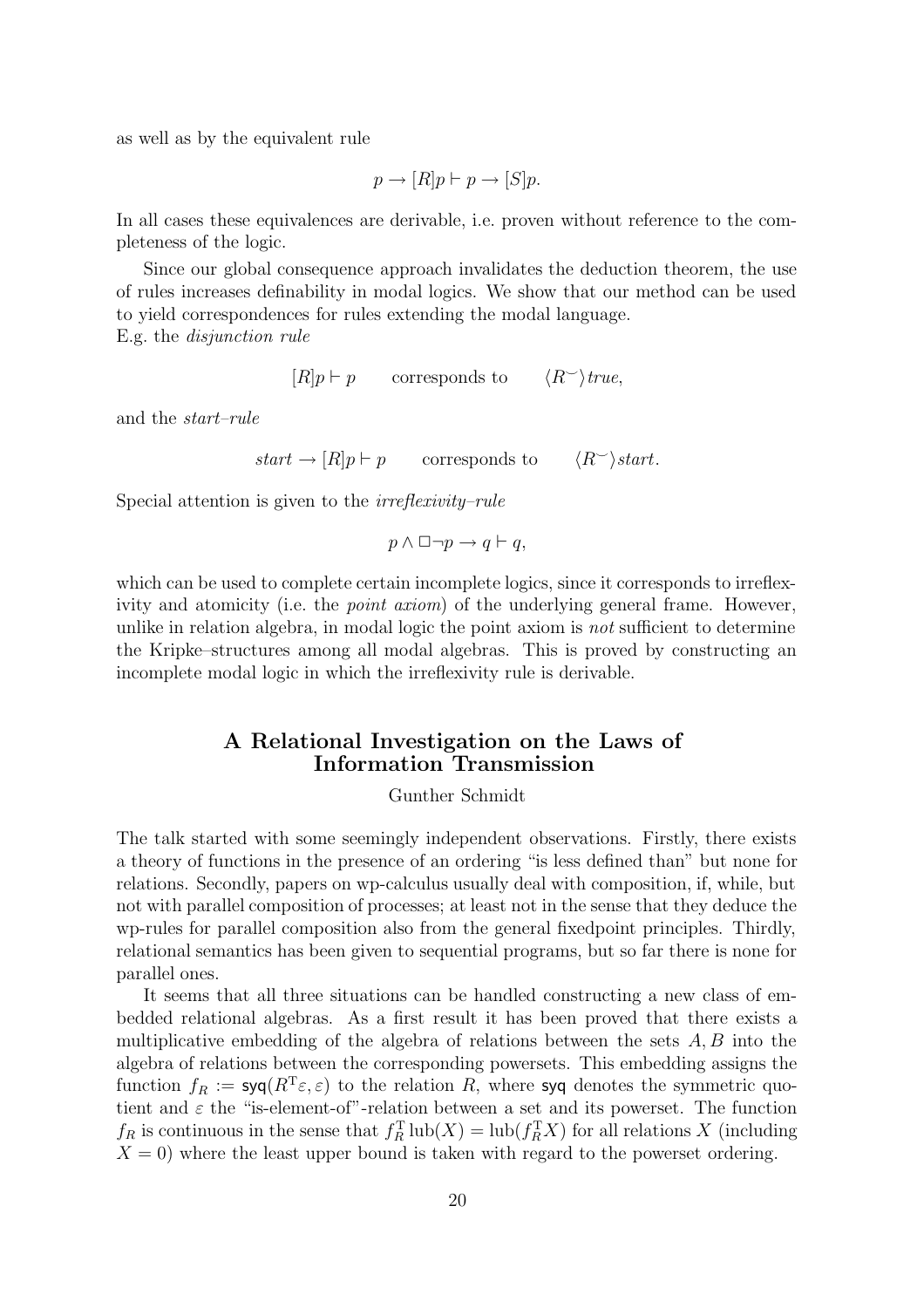as well as by the equivalent rule

$$p \to [R]p \vdash p \to [S]p.$$

In all cases these equivalences are derivable, i.e. proven without reference to the completeness of the logic.

Since our global consequence approach invalidates the deduction theorem, the use of rules increases definability in modal logics. We show that our method can be used to yield correspondences for rules extending the modal language.
E.g. the *disjunction rule*

$$[R]p \vdash p \qquad \text{corresponds to} \qquad \langle R^{\smile} \rangle \mathit{true},$$

and the *start–rule*

$$\mathit{start} \to [R]p \vdash p \qquad \text{corresponds to} \qquad \langle R^{\smile} \rangle \mathit{start}.$$

Special attention is given to the *irreflexivity–rule*

$$p \wedge \Box \neg p \to q \vdash q,$$

which can be used to complete certain incomplete logics, since it corresponds to irreflexivity and atomicity (i.e. the *point axiom*) of the underlying general frame. However, unlike in relation algebra, in modal logic the point axiom is *not* sufficient to determine the Kripke–structures among all modal algebras. This is proved by constructing an incomplete modal logic in which the irreflexivity rule is derivable.

## A Relational Investigation on the Laws of Information Transmission

Gunther Schmidt

The talk started with some seemingly independent observations. Firstly, there exists a theory of functions in the presence of an ordering "is less defined than" but none for relations. Secondly, papers on wp-calculus usually deal with composition, if, while, but not with parallel composition of processes; at least not in the sense that they deduce the wp-rules for parallel composition also from the general fixedpoint principles. Thirdly, relational semantics has been given to sequential programs, but so far there is none for parallel ones.

It seems that all three situations can be handled constructing a new class of embedded relational algebras. As a first result it has been proved that there exists a multiplicative embedding of the algebra of relations between the sets $A, B$ into the algebra of relations between the corresponding powersets. This embedding assigns the function $f_R := \mathsf{syq}(R^{\mathrm{T}}\varepsilon, \varepsilon)$ to the relation $R$, where $\mathsf{syq}$ denotes the symmetric quotient and $\varepsilon$ the "is-element-of"-relation between a set and its powerset. The function $f_R$ is continuous in the sense that $f_R^{\mathrm{T}} \,\mathrm{lub}(X) = \mathrm{lub}(f_R^{\mathrm{T}} X)$ for all relations $X$ (including $X = 0$) where the least upper bound is taken with regard to the powerset ordering.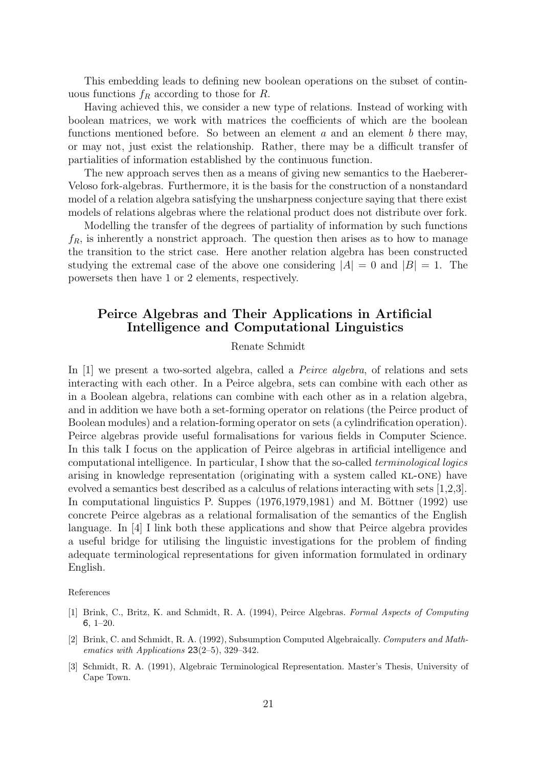This embedding leads to defining new boolean operations on the subset of continuous functions $f_R$ according to those for $R$.

Having achieved this, we consider a new type of relations. Instead of working with boolean matrices, we work with matrices the coefficients of which are the boolean functions mentioned before. So between an element $a$ and an element $b$ there may, or may not, just exist the relationship. Rather, there may be a difficult transfer of partialities of information established by the continuous function.

The new approach serves then as a means of giving new semantics to the Haeberer-Veloso fork-algebras. Furthermore, it is the basis for the construction of a nonstandard model of a relation algebra satisfying the unsharpness conjecture saying that there exist models of relations algebras where the relational product does not distribute over fork.

Modelling the transfer of the degrees of partiality of information by such functions $f_R$, is inherently a nonstrict approach. The question then arises as to how to manage the transition to the strict case. Here another relation algebra has been constructed studying the extremal case of the above one considering $|A| = 0$ and $|B| = 1$. The powersets then have 1 or 2 elements, respectively.

## Peirce Algebras and Their Applications in Artificial Intelligence and Computational Linguistics

Renate Schmidt

In [1] we present a two-sorted algebra, called a *Peirce algebra*, of relations and sets interacting with each other. In a Peirce algebra, sets can combine with each other as in a Boolean algebra, relations can combine with each other as in a relation algebra, and in addition we have both a set-forming operator on relations (the Peirce product of Boolean modules) and a relation-forming operator on sets (a cylindrification operation). Peirce algebras provide useful formalisations for various fields in Computer Science. In this talk I focus on the application of Peirce algebras in artificial intelligence and computational intelligence. In particular, I show that the so-called *terminological logics* arising in knowledge representation (originating with a system called KL-ONE) have evolved a semantics best described as a calculus of relations interacting with sets [1,2,3]. In computational linguistics P. Suppes (1976,1979,1981) and M. Böttner (1992) use concrete Peirce algebras as a relational formalisation of the semantics of the English language. In [4] I link both these applications and show that Peirce algebra provides a useful bridge for utilising the linguistic investigations for the problem of finding adequate terminological representations for given information formulated in ordinary English.

References

[1] Brink, C., Britz, K. and Schmidt, R. A. (1994), Peirce Algebras. *Formal Aspects of Computing* 6, 1–20.

[2] Brink, C. and Schmidt, R. A. (1992), Subsumption Computed Algebraically. *Computers and Mathematics with Applications* 23(2–5), 329–342.

[3] Schmidt, R. A. (1991), Algebraic Terminological Representation. Master's Thesis, University of Cape Town.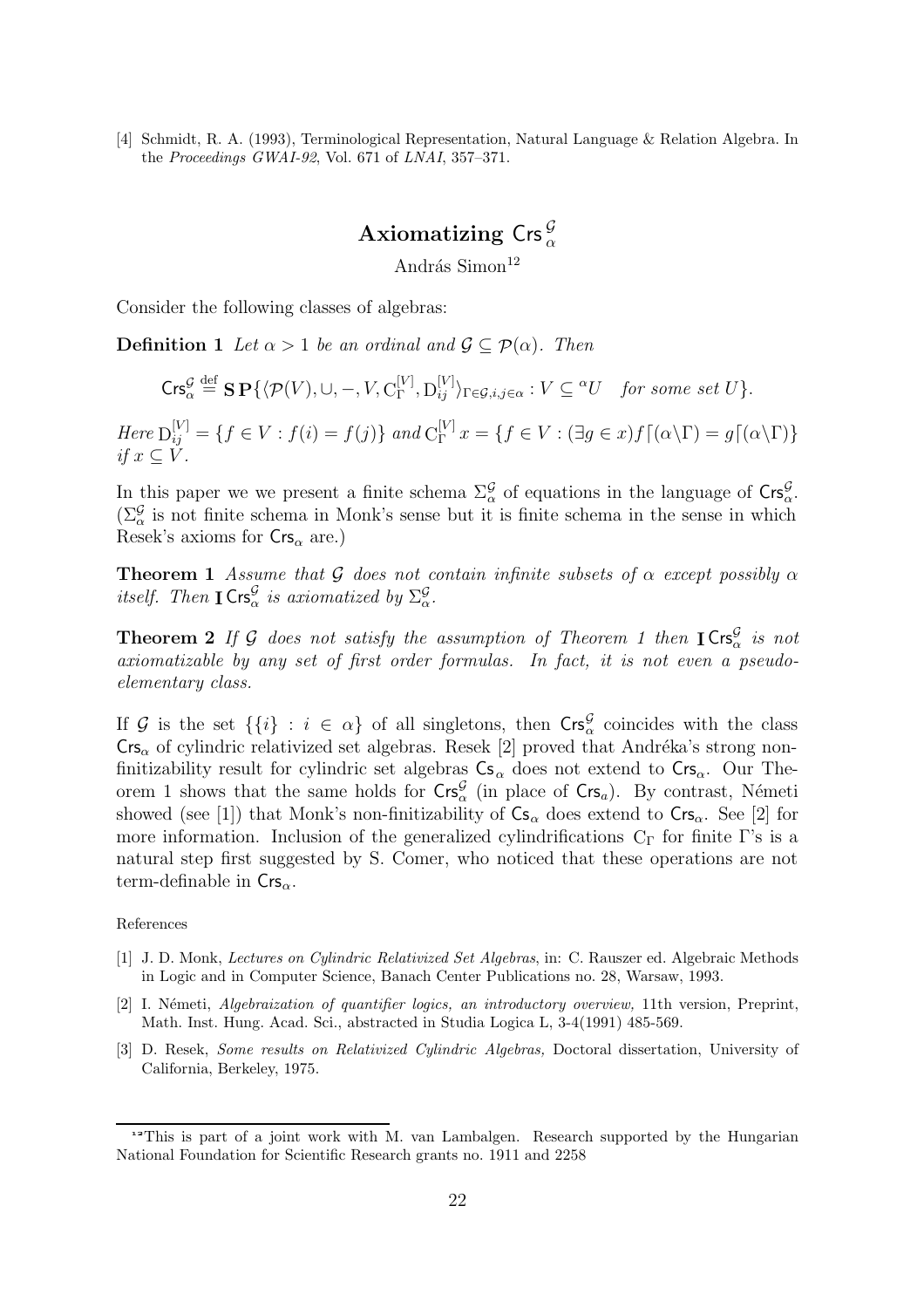[4] Schmidt, R. A. (1993), Terminological Representation, Natural Language & Relation Algebra. In the *Proceedings GWAI-92*, Vol. 671 of *LNAI*, 357–371.

## Axiomatizing $\mathsf{Crs}^{\mathcal{G}}_{\alpha}$

András Simon[12]

Consider the following classes of algebras:

**Definition 1** *Let $\alpha > 1$ be an ordinal and $\mathcal{G} \subseteq \mathcal{P}(\alpha)$. Then*

$$\mathsf{Crs}^{\mathcal{G}}_{\alpha} \stackrel{\text{def}}{=} \mathbf{S}\,\mathbf{P}\{\langle \mathcal{P}(V), \cup, -, V, \mathrm{C}^{[V]}_{\Gamma}, \mathrm{D}^{[V]}_{ij}\rangle_{\Gamma\in\mathcal{G}, i,j\in\alpha} : V \subseteq {}^{\alpha}U \quad \textit{for some set } U\}.$$

*Here* $\mathrm{D}^{[V]}_{ij} = \{f \in V : f(i) = f(j)\}$ *and* $\mathrm{C}^{[V]}_{\Gamma}\, x = \{f \in V : (\exists g \in x) f\lceil(\alpha\backslash\Gamma) = g\lceil(\alpha\backslash\Gamma)\}$ *if* $x \subseteq V$.

In this paper we we present a finite schema $\Sigma^{\mathcal{G}}_{\alpha}$ of equations in the language of $\mathsf{Crs}^{\mathcal{G}}_{\alpha}$. ($\Sigma^{\mathcal{G}}_{\alpha}$ is not finite schema in Monk's sense but it is finite schema in the sense in which Resek's axioms for $\mathsf{Crs}_{\alpha}$ are.)

**Theorem 1** *Assume that $\mathcal{G}$ does not contain infinite subsets of $\alpha$ except possibly $\alpha$ itself. Then $\mathbf{I}\,\mathsf{Crs}^{\mathcal{G}}_{\alpha}$ is axiomatized by $\Sigma^{\mathcal{G}}_{\alpha}$.*

**Theorem 2** *If $\mathcal{G}$ does not satisfy the assumption of Theorem 1 then $\mathbf{I}\,\mathsf{Crs}^{\mathcal{G}}_{\alpha}$ is not axiomatizable by any set of first order formulas. In fact, it is not even a pseudo-elementary class.*

If $\mathcal{G}$ is the set $\{\{i\} : i \in \alpha\}$ of all singletons, then $\mathsf{Crs}^{\mathcal{G}}_{\alpha}$ coincides with the class $\mathsf{Crs}_{\alpha}$ of cylindric relativized set algebras. Resek [2] proved that Andréka's strong non-finitizability result for cylindric set algebras $\mathsf{Cs}_{\alpha}$ does not extend to $\mathsf{Crs}_{\alpha}$. Our Theorem 1 shows that the same holds for $\mathsf{Crs}^{\mathcal{G}}_{\alpha}$ (in place of $\mathsf{Crs}_{a}$). By contrast, Németi showed (see [1]) that Monk's non-finitizability of $\mathsf{Cs}_{\alpha}$ does extend to $\mathsf{Crs}_{\alpha}$. See [2] for more information. Inclusion of the generalized cylindrifications $\mathrm{C}_{\Gamma}$ for finite $\Gamma$'s is a natural step first suggested by S. Comer, who noticed that these operations are not term-definable in $\mathsf{Crs}_{\alpha}$.

References

[1] J. D. Monk, *Lectures on Cylindric Relativized Set Algebras*, in: C. Rauszer ed. Algebraic Methods in Logic and in Computer Science, Banach Center Publications no. 28, Warsaw, 1993.

[2] I. Németi, *Algebraization of quantifier logics, an introductory overview,* 11th version, Preprint, Math. Inst. Hung. Acad. Sci., abstracted in Studia Logica L, 3-4(1991) 485-569.

[3] D. Resek, *Some results on Relativized Cylindric Algebras,* Doctoral dissertation, University of California, Berkeley, 1975.

[12] This is part of a joint work with M. van Lambalgen. Research supported by the Hungarian National Foundation for Scientific Research grants no. 1911 and 2258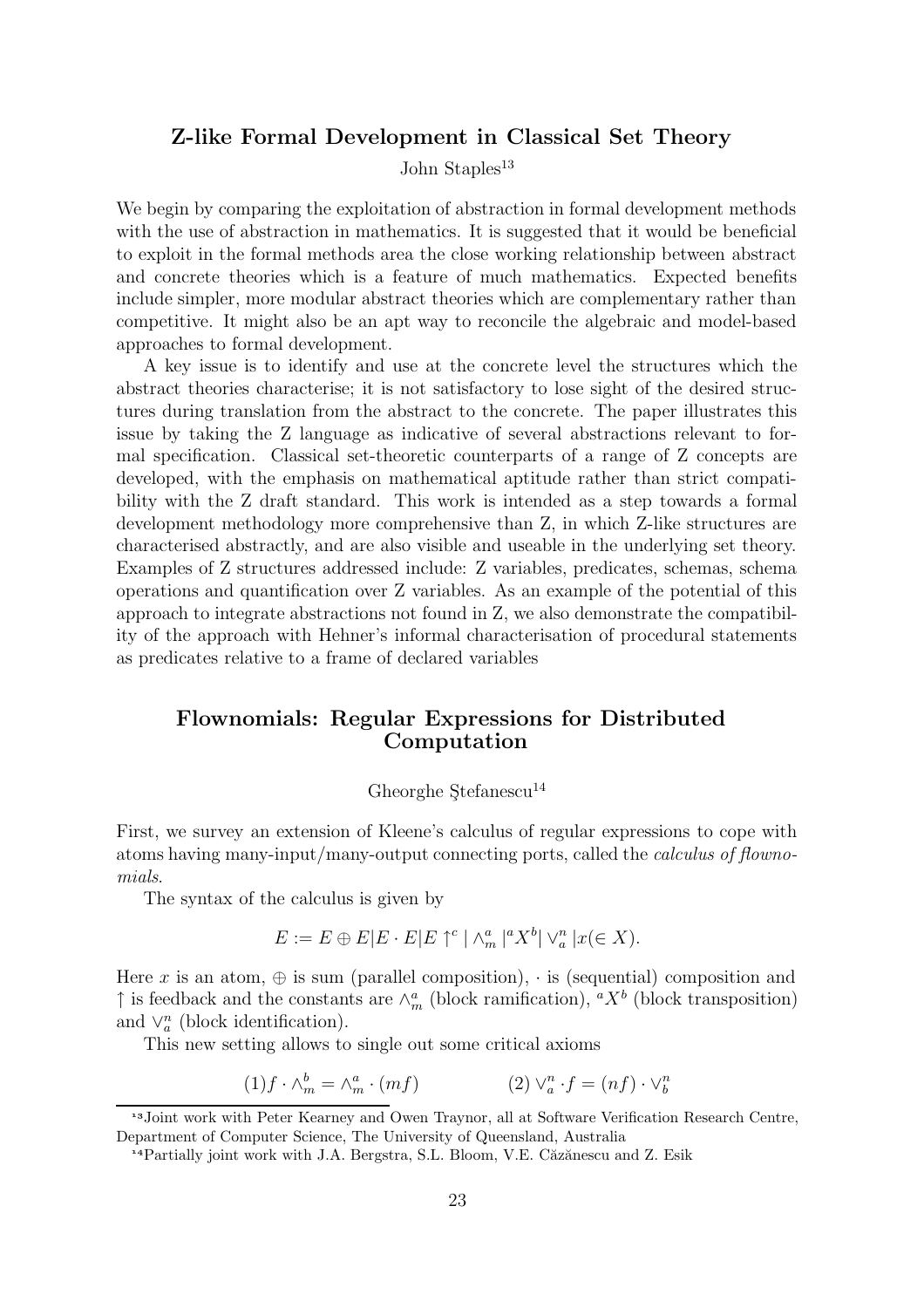## Z-like Formal Development in Classical Set Theory

John Staples[13]

We begin by comparing the exploitation of abstraction in formal development methods with the use of abstraction in mathematics. It is suggested that it would be beneficial to exploit in the formal methods area the close working relationship between abstract and concrete theories which is a feature of much mathematics. Expected benefits include simpler, more modular abstract theories which are complementary rather than competitive. It might also be an apt way to reconcile the algebraic and model-based approaches to formal development.

A key issue is to identify and use at the concrete level the structures which the abstract theories characterise; it is not satisfactory to lose sight of the desired structures during translation from the abstract to the concrete. The paper illustrates this issue by taking the Z language as indicative of several abstractions relevant to formal specification. Classical set-theoretic counterparts of a range of Z concepts are developed, with the emphasis on mathematical aptitude rather than strict compatibility with the Z draft standard. This work is intended as a step towards a formal development methodology more comprehensive than Z, in which Z-like structures are characterised abstractly, and are also visible and useable in the underlying set theory. Examples of Z structures addressed include: Z variables, predicates, schemas, schema operations and quantification over Z variables. As an example of the potential of this approach to integrate abstractions not found in Z, we also demonstrate the compatibility of the approach with Hehner's informal characterisation of procedural statements as predicates relative to a frame of declared variables

## Flownomials: Regular Expressions for Distributed Computation

Gheorghe Ştefanescu[14]

First, we survey an extension of Kleene's calculus of regular expressions to cope with atoms having many-input/many-output connecting ports, called the *calculus of flownomials*.

The syntax of the calculus is given by

$$E := E \oplus E | E \cdot E | E \uparrow^c | \wedge_m^a | {}^aX^b | \vee_a^n | x (\in X).$$

Here $x$ is an atom, $\oplus$ is sum (parallel composition), $\cdot$ is (sequential) composition and $\uparrow$ is feedback and the constants are $\wedge_m^a$ (block ramification), ${}^aX^b$ (block transposition) and $\vee_a^n$ (block identification).

This new setting allows to single out some critical axioms

$$(1) f \cdot \wedge_m^b = \wedge_m^a \cdot (mf) \qquad\qquad (2) \vee_a^n \cdot f = (nf) \cdot \vee_b^n$$

[13] Joint work with Peter Kearney and Owen Traynor, all at Software Verification Research Centre, Department of Computer Science, The University of Queensland, Australia

[14] Partially joint work with J.A. Bergstra, S.L. Bloom, V.E. Căzănescu and Z. Esik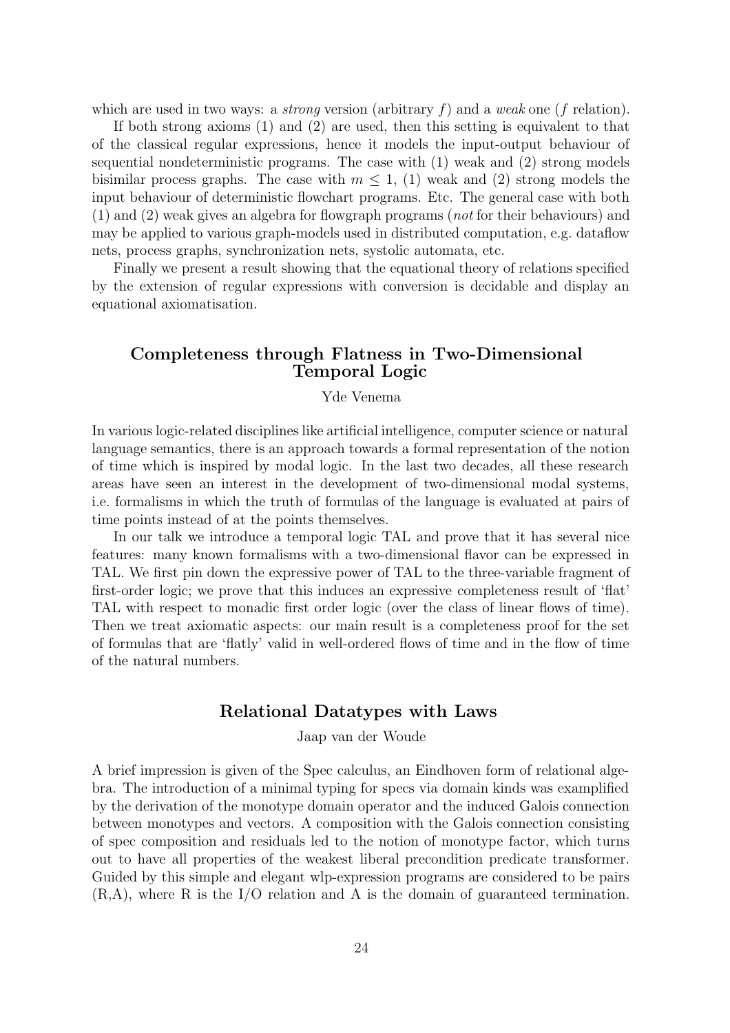which are used in two ways: a *strong* version (arbitrary $f$) and a *weak* one ($f$ relation).

If both strong axioms (1) and (2) are used, then this setting is equivalent to that of the classical regular expressions, hence it models the input-output behaviour of sequential nondeterministic programs. The case with (1) weak and (2) strong models bisimilar process graphs. The case with $m \leq 1$, (1) weak and (2) strong models the input behaviour of deterministic flowchart programs. Etc. The general case with both (1) and (2) weak gives an algebra for flowgraph programs (*not* for their behaviours) and may be applied to various graph-models used in distributed computation, e.g. dataflow nets, process graphs, synchronization nets, systolic automata, etc.

Finally we present a result showing that the equational theory of relations specified by the extension of regular expressions with conversion is decidable and display an equational axiomatisation.

## Completeness through Flatness in Two-Dimensional Temporal Logic

Yde Venema

In various logic-related disciplines like artificial intelligence, computer science or natural language semantics, there is an approach towards a formal representation of the notion of time which is inspired by modal logic. In the last two decades, all these research areas have seen an interest in the development of two-dimensional modal systems, i.e. formalisms in which the truth of formulas of the language is evaluated at pairs of time points instead of at the points themselves.

In our talk we introduce a temporal logic TAL and prove that it has several nice features: many known formalisms with a two-dimensional flavor can be expressed in TAL. We first pin down the expressive power of TAL to the three-variable fragment of first-order logic; we prove that this induces an expressive completeness result of 'flat' TAL with respect to monadic first order logic (over the class of linear flows of time). Then we treat axiomatic aspects: our main result is a completeness proof for the set of formulas that are 'flatly' valid in well-ordered flows of time and in the flow of time of the natural numbers.

## Relational Datatypes with Laws

Jaap van der Woude

A brief impression is given of the Spec calculus, an Eindhoven form of relational algebra. The introduction of a minimal typing for specs via domain kinds was examplified by the derivation of the monotype domain operator and the induced Galois connection between monotypes and vectors. A composition with the Galois connection consisting of spec composition and residuals led to the notion of monotype factor, which turns out to have all properties of the weakest liberal precondition predicate transformer. Guided by this simple and elegant wlp-expression programs are considered to be pairs (R,A), where R is the I/O relation and A is the domain of guaranteed termination.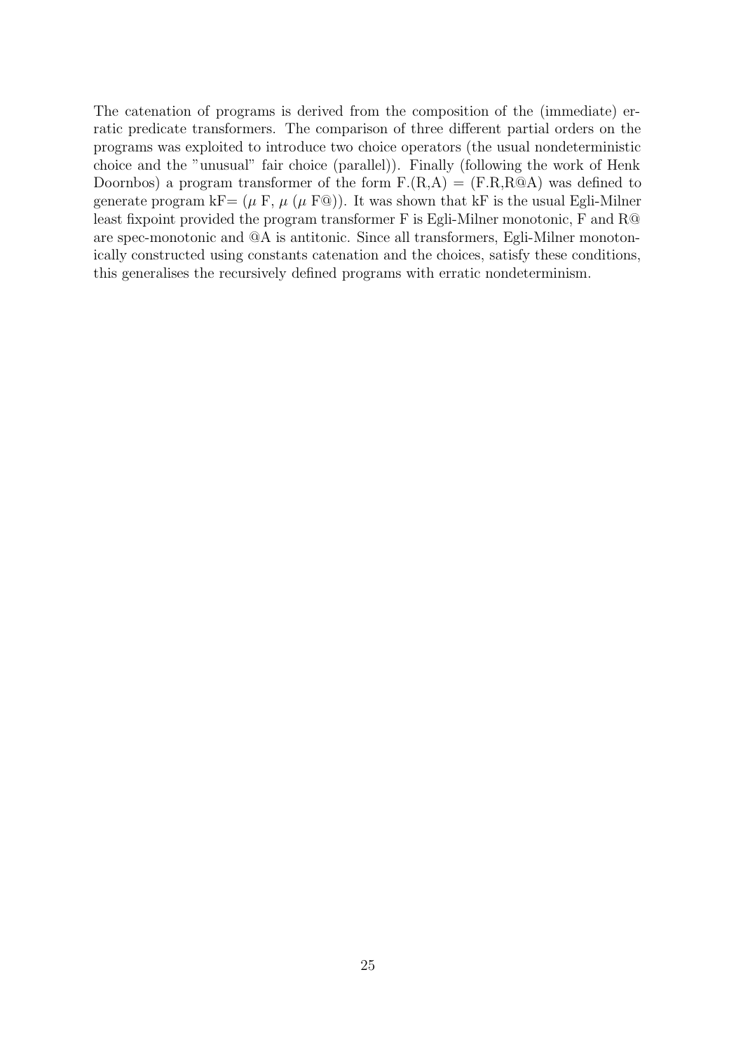The catenation of programs is derived from the composition of the (immediate) erratic predicate transformers. The comparison of three different partial orders on the programs was exploited to introduce two choice operators (the usual nondeterministic choice and the "unusual" fair choice (parallel)). Finally (following the work of Henk Doornbos) a program transformer of the form F.(R,A) = (F.R,R@A) was defined to generate program kF= ($\mu$ F, $\mu$ ($\mu$ F@)). It was shown that kF is the usual Egli-Milner least fixpoint provided the program transformer F is Egli-Milner monotonic, F and R@ are spec-monotonic and @A is antitonic. Since all transformers, Egli-Milner monotonically constructed using constants catenation and the choices, satisfy these conditions, this generalises the recursively defined programs with erratic nondeterminism.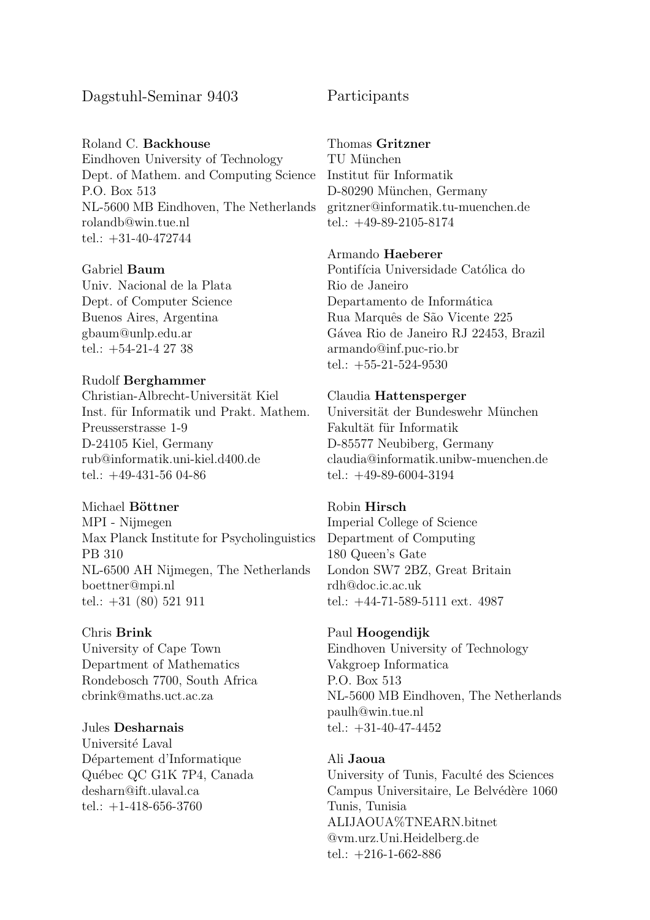Dagstuhl-Seminar 9403

Participants

Roland C. **Backhouse**
Eindhoven University of Technology
Dept. of Mathem. and Computing Science
P.O. Box 513
NL-5600 MB Eindhoven, The Netherlands
rolandb@win.tue.nl
tel.: +31-40-472744

Gabriel **Baum**
Univ. Nacional de la Plata
Dept. of Computer Science
Buenos Aires, Argentina
gbaum@unlp.edu.ar
tel.: +54-21-4 27 38

Rudolf **Berghammer**
Christian-Albrecht-Universität Kiel
Inst. für Informatik und Prakt. Mathem.
Preusserstrasse 1-9
D-24105 Kiel, Germany
rub@informatik.uni-kiel.d400.de
tel.: +49-431-56 04-86

Michael **Böttner**
MPI - Nijmegen
Max Planck Institute for Psycholinguistics
PB 310
NL-6500 AH Nijmegen, The Netherlands
boettner@mpi.nl
tel.: +31 (80) 521 911

Chris **Brink**
University of Cape Town
Department of Mathematics
Rondebosch 7700, South Africa
cbrink@maths.uct.ac.za

Jules **Desharnais**
Université Laval
Département d'Informatique
Québec QC G1K 7P4, Canada
desharn@ift.ulaval.ca
tel.: +1-418-656-3760

Thomas **Gritzner**
TU München
Institut für Informatik
D-80290 München, Germany
gritzner@informatik.tu-muenchen.de
tel.: +49-89-2105-8174

Armando **Haeberer**
Pontifícia Universidade Católica do
Rio de Janeiro
Departamento de Informática
Rua Marquês de São Vicente 225
Gávea Rio de Janeiro RJ 22453, Brazil
armando@inf.puc-rio.br
tel.: +55-21-524-9530

Claudia **Hattensperger**
Universität der Bundeswehr München
Fakultät für Informatik
D-85577 Neubiberg, Germany
claudia@informatik.unibw-muenchen.de
tel.: +49-89-6004-3194

Robin **Hirsch**
Imperial College of Science
Department of Computing
180 Queen's Gate
London SW7 2BZ, Great Britain
rdh@doc.ic.ac.uk
tel.: +44-71-589-5111 ext. 4987

Paul **Hoogendijk**
Eindhoven University of Technology
Vakgroep Informatica
P.O. Box 513
NL-5600 MB Eindhoven, The Netherlands
paulh@win.tue.nl
tel.: +31-40-47-4452

Ali **Jaoua**
University of Tunis, Faculté des Sciences
Campus Universitaire, Le Belvédère 1060
Tunis, Tunisia
ALIJAOUA%TNEARN.bitnet
@vm.urz.Uni.Heidelberg.de
tel.: +216-1-662-886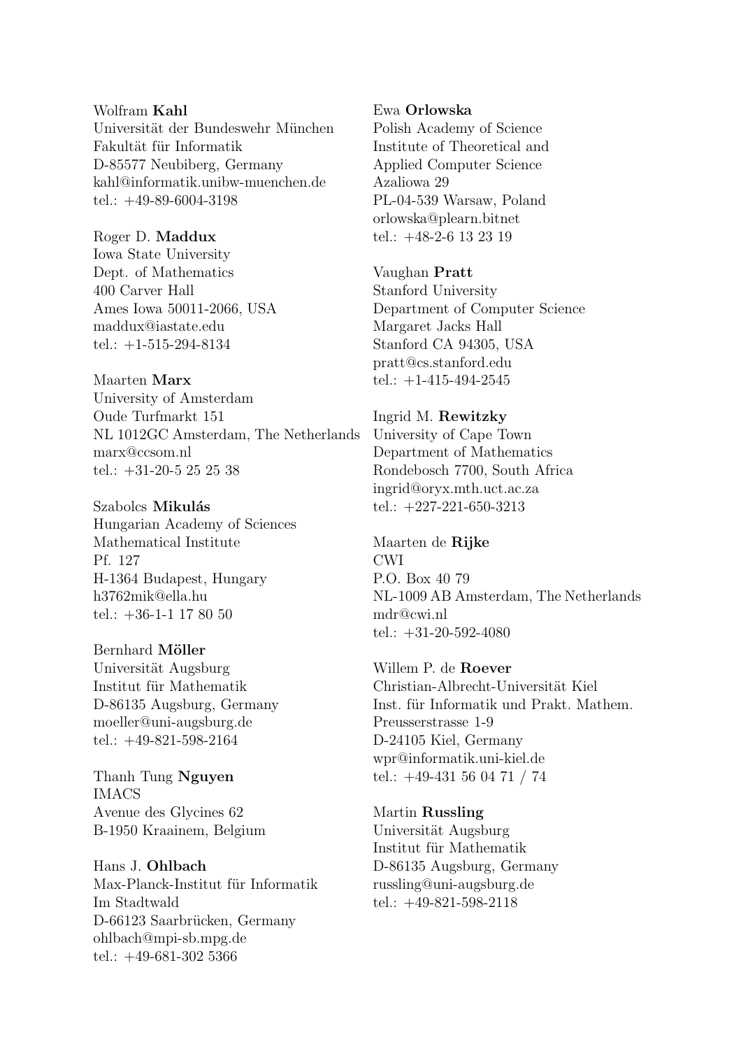Wolfram **Kahl**
Universität der Bundeswehr München
Fakultät für Informatik
D-85577 Neubiberg, Germany
kahl@informatik.unibw-muenchen.de
tel.: +49-89-6004-3198

Roger D. **Maddux**
Iowa State University
Dept. of Mathematics
400 Carver Hall
Ames Iowa 50011-2066, USA
maddux@iastate.edu
tel.: +1-515-294-8134

Maarten **Marx**
University of Amsterdam
Oude Turfmarkt 151
NL 1012GC Amsterdam, The Netherlands
marx@ccsom.nl
tel.: +31-20-5 25 25 38

Szabolcs **Mikulás**
Hungarian Academy of Sciences
Mathematical Institute
Pf. 127
H-1364 Budapest, Hungary
h3762mik@ella.hu
tel.: +36-1-1 17 80 50

Bernhard **Möller**
Universität Augsburg
Institut für Mathematik
D-86135 Augsburg, Germany
moeller@uni-augsburg.de
tel.: +49-821-598-2164

Thanh Tung **Nguyen**
IMACS
Avenue des Glycines 62
B-1950 Kraainem, Belgium

Hans J. **Ohlbach**
Max-Planck-Institut für Informatik
Im Stadtwald
D-66123 Saarbrücken, Germany
ohlbach@mpi-sb.mpg.de
tel.: +49-681-302 5366

Ewa **Orlowska**
Polish Academy of Science
Institute of Theoretical and
Applied Computer Science
Azaliowa 29
PL-04-539 Warsaw, Poland
orlowska@plearn.bitnet
tel.: +48-2-6 13 23 19

Vaughan **Pratt**
Stanford University
Department of Computer Science
Margaret Jacks Hall
Stanford CA 94305, USA
pratt@cs.stanford.edu
tel.: +1-415-494-2545

Ingrid M. **Rewitzky**
University of Cape Town
Department of Mathematics
Rondebosch 7700, South Africa
ingrid@oryx.mth.uct.ac.za
tel.: +227-221-650-3213

Maarten de **Rijke**
CWI
P.O. Box 40 79
NL-1009 AB Amsterdam, The Netherlands
mdr@cwi.nl
tel.: +31-20-592-4080

Willem P. de **Roever**
Christian-Albrecht-Universität Kiel
Inst. für Informatik und Prakt. Mathem.
Preusserstrasse 1-9
D-24105 Kiel, Germany
wpr@informatik.uni-kiel.de
tel.: +49-431 56 04 71 / 74

Martin **Russling**
Universität Augsburg
Institut für Mathematik
D-86135 Augsburg, Germany
russling@uni-augsburg.de
tel.: +49-821-598-2118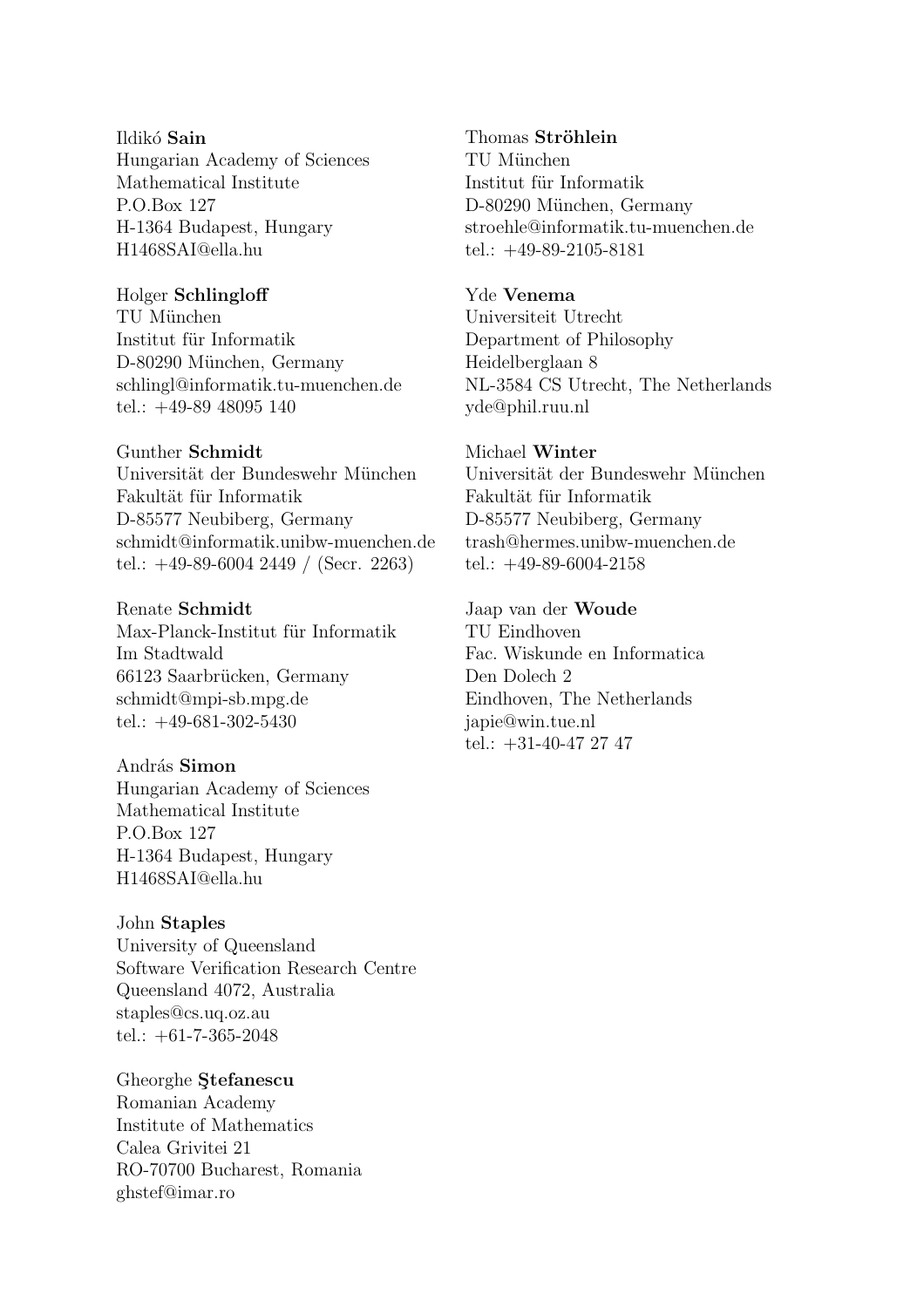Ildikó **Sain**
Hungarian Academy of Sciences
Mathematical Institute
P.O.Box 127
H-1364 Budapest, Hungary
H1468SAI@ella.hu

Holger **Schlingloff**
TU München
Institut für Informatik
D-80290 München, Germany
schlingl@informatik.tu-muenchen.de
tel.: +49-89 48095 140

Gunther **Schmidt**
Universität der Bundeswehr München
Fakultät für Informatik
D-85577 Neubiberg, Germany
schmidt@informatik.unibw-muenchen.de
tel.: +49-89-6004 2449 / (Secr. 2263)

Renate **Schmidt**
Max-Planck-Institut für Informatik
Im Stadtwald
66123 Saarbrücken, Germany
schmidt@mpi-sb.mpg.de
tel.: +49-681-302-5430

András **Simon**
Hungarian Academy of Sciences
Mathematical Institute
P.O.Box 127
H-1364 Budapest, Hungary
H1468SAI@ella.hu

John **Staples**
University of Queensland
Software Verification Research Centre
Queensland 4072, Australia
staples@cs.uq.oz.au
tel.: +61-7-365-2048

Gheorghe **Ştefanescu**
Romanian Academy
Institute of Mathematics
Calea Grivitei 21
RO-70700 Bucharest, Romania
ghstef@imar.ro

Thomas **Ströhlein**
TU München
Institut für Informatik
D-80290 München, Germany
stroehle@informatik.tu-muenchen.de
tel.: +49-89-2105-8181

Yde **Venema**
Universiteit Utrecht
Department of Philosophy
Heidelberglaan 8
NL-3584 CS Utrecht, The Netherlands
yde@phil.ruu.nl

Michael **Winter**
Universität der Bundeswehr München
Fakultät für Informatik
D-85577 Neubiberg, Germany
trash@hermes.unibw-muenchen.de
tel.: +49-89-6004-2158

Jaap van der **Woude**
TU Eindhoven
Fac. Wiskunde en Informatica
Den Dolech 2
Eindhoven, The Netherlands
japie@win.tue.nl
tel.: +31-40-47 27 47